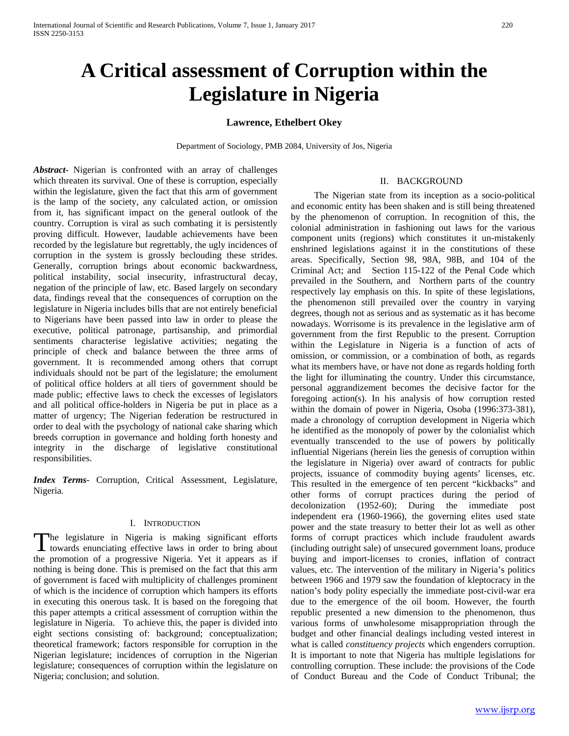# A Critical assessment of Corruption within the Legislature in Nigeria

**Lawrence, Ethelbert Okey**

Department of Sociology, PMB 2084, University of Jos, Nigeria

***Abstract-*** Nigerian is confronted with an array of challenges which threaten its survival. One of these is corruption, especially within the legislature, given the fact that this arm of government is the lamp of the society, any calculated action, or omission from it, has significant impact on the general outlook of the country. Corruption is viral as such combating it is persistently proving difficult. However, laudable achievements have been recorded by the legislature but regrettably, the ugly incidences of corruption in the system is grossly beclouding these strides. Generally, corruption brings about economic backwardness, political instability, social insecurity, infrastructural decay, negation of the principle of law, etc. Based largely on secondary data, findings reveal that the consequences of corruption on the legislature in Nigeria includes bills that are not entirely beneficial to Nigerians have been passed into law in order to please the executive, political patronage, partisanship, and primordial sentiments characterise legislative activities; negating the principle of check and balance between the three arms of government. It is recommended among others that corrupt individuals should not be part of the legislature; the emolument of political office holders at all tiers of government should be made public; effective laws to check the excesses of legislators and all political office-holders in Nigeria be put in place as a matter of urgency; The Nigerian federation be restructured in order to deal with the psychology of national cake sharing which breeds corruption in governance and holding forth honesty and integrity in the discharge of legislative constitutional responsibilities.

***Index Terms-*** Corruption, Critical Assessment, Legislature, Nigeria.

## I. Introduction

The legislature in Nigeria is making significant efforts towards enunciating effective laws in order to bring about the promotion of a progressive Nigeria. Yet it appears as if nothing is being done. This is premised on the fact that this arm of government is faced with multiplicity of challenges prominent of which is the incidence of corruption which hampers its efforts in executing this onerous task. It is based on the foregoing that this paper attempts a critical assessment of corruption within the legislature in Nigeria. To achieve this, the paper is divided into eight sections consisting of: background; conceptualization; theoretical framework; factors responsible for corruption in the Nigerian legislature; incidences of corruption in the Nigerian legislature; consequences of corruption within the legislature on Nigeria; conclusion; and solution.

## II. Background

The Nigerian state from its inception as a socio-political and economic entity has been shaken and is still being threatened by the phenomenon of corruption. In recognition of this, the colonial administration in fashioning out laws for the various component units (regions) which constitutes it un-mistakenly enshrined legislations against it in the constitutions of these areas. Specifically, Section 98, 98A, 98B, and 104 of the Criminal Act; and Section 115-122 of the Penal Code which prevailed in the Southern, and Northern parts of the country respectively lay emphasis on this. In spite of these legislations, the phenomenon still prevailed over the country in varying degrees, though not as serious and as systematic as it has become nowadays. Worrisome is its prevalence in the legislative arm of government from the first Republic to the present. Corruption within the Legislature in Nigeria is a function of acts of omission, or commission, or a combination of both, as regards what its members have, or have not done as regards holding forth the light for illuminating the country. Under this circumstance, personal aggrandizement becomes the decisive factor for the foregoing action(s). In his analysis of how corruption rested within the domain of power in Nigeria, Osoba (1996:373-381), made a chronology of corruption development in Nigeria which he identified as the monopoly of power by the colonialist which eventually transcended to the use of powers by politically influential Nigerians (herein lies the genesis of corruption within the legislature in Nigeria) over award of contracts for public projects, issuance of commodity buying agents' licenses, etc. This resulted in the emergence of ten percent "kickbacks" and other forms of corrupt practices during the period of decolonization (1952-60); During the immediate post independent era (1960-1966), the governing elites used state power and the state treasury to better their lot as well as other forms of corrupt practices which include fraudulent awards (including outright sale) of unsecured government loans, produce buying and import-licenses to cronies, inflation of contract values, etc. The intervention of the military in Nigeria's politics between 1966 and 1979 saw the foundation of kleptocracy in the nation's body polity especially the immediate post-civil-war era due to the emergence of the oil boom. However, the fourth republic presented a new dimension to the phenomenon, thus various forms of unwholesome misappropriation through the budget and other financial dealings including vested interest in what is called *constituency projects* which engenders corruption. It is important to note that Nigeria has multiple legislations for controlling corruption. These include: the provisions of the Code of Conduct Bureau and the Code of Conduct Tribunal; the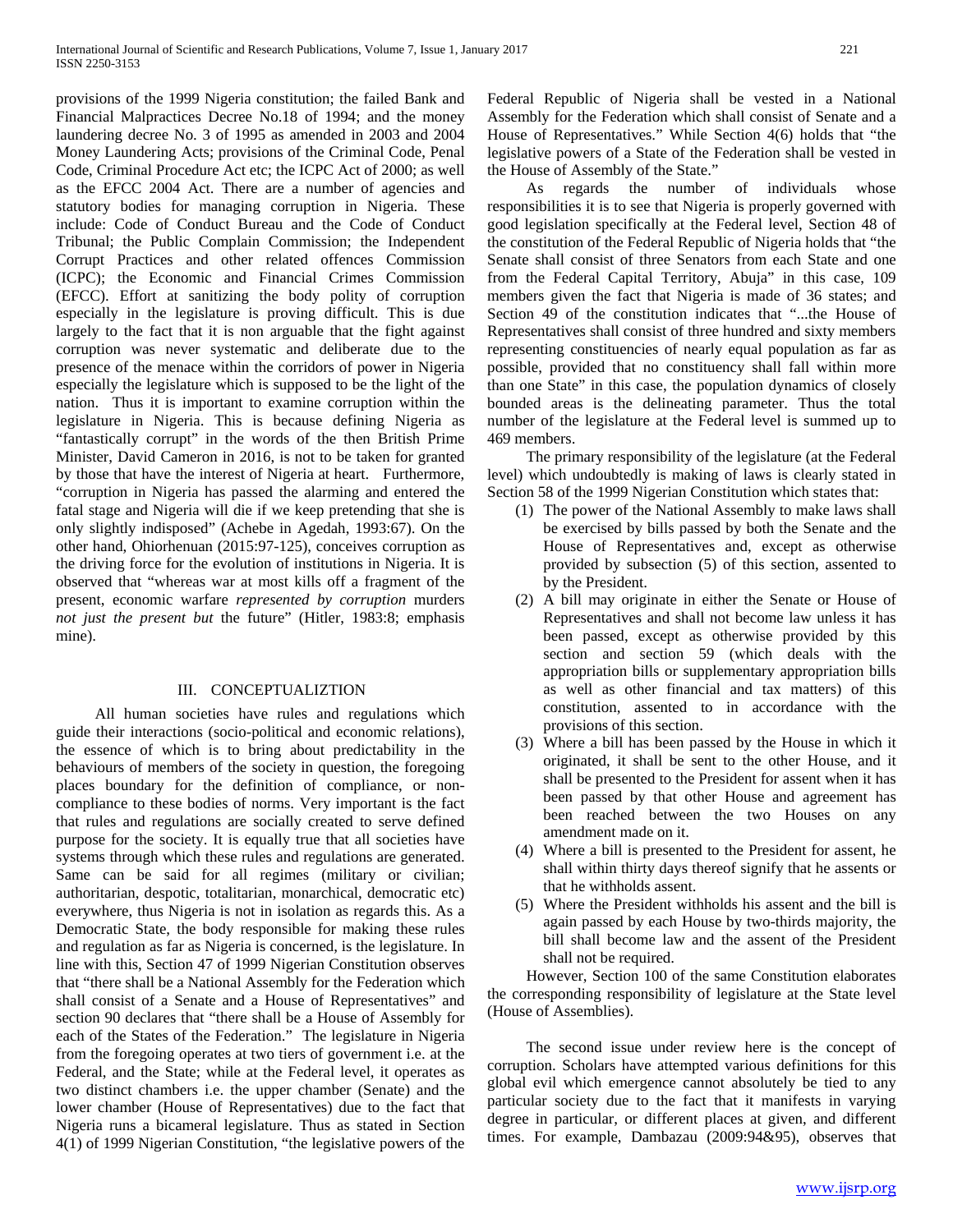provisions of the 1999 Nigeria constitution; the failed Bank and Financial Malpractices Decree No.18 of 1994; and the money laundering decree No. 3 of 1995 as amended in 2003 and 2004 Money Laundering Acts; provisions of the Criminal Code, Penal Code, Criminal Procedure Act etc; the ICPC Act of 2000; as well as the EFCC 2004 Act. There are a number of agencies and statutory bodies for managing corruption in Nigeria. These include: Code of Conduct Bureau and the Code of Conduct Tribunal; the Public Complain Commission; the Independent Corrupt Practices and other related offences Commission (ICPC); the Economic and Financial Crimes Commission (EFCC). Effort at sanitizing the body polity of corruption especially in the legislature is proving difficult. This is due largely to the fact that it is non arguable that the fight against corruption was never systematic and deliberate due to the presence of the menace within the corridors of power in Nigeria especially the legislature which is supposed to be the light of the nation. Thus it is important to examine corruption within the legislature in Nigeria. This is because defining Nigeria as "fantastically corrupt" in the words of the then British Prime Minister, David Cameron in 2016, is not to be taken for granted by those that have the interest of Nigeria at heart. Furthermore, "corruption in Nigeria has passed the alarming and entered the fatal stage and Nigeria will die if we keep pretending that she is only slightly indisposed" (Achebe in Agedah, 1993:67). On the other hand, Ohiorhenuan (2015:97-125), conceives corruption as the driving force for the evolution of institutions in Nigeria. It is observed that "whereas war at most kills off a fragment of the present, economic warfare *represented by corruption* murders *not just the present but* the future" (Hitler, 1983:8; emphasis mine).

## III. CONCEPTUALIZTION

All human societies have rules and regulations which guide their interactions (socio-political and economic relations), the essence of which is to bring about predictability in the behaviours of members of the society in question, the foregoing places boundary for the definition of compliance, or non-compliance to these bodies of norms. Very important is the fact that rules and regulations are socially created to serve defined purpose for the society. It is equally true that all societies have systems through which these rules and regulations are generated. Same can be said for all regimes (military or civilian; authoritarian, despotic, totalitarian, monarchical, democratic etc) everywhere, thus Nigeria is not in isolation as regards this. As a Democratic State, the body responsible for making these rules and regulation as far as Nigeria is concerned, is the legislature. In line with this, Section 47 of 1999 Nigerian Constitution observes that "there shall be a National Assembly for the Federation which shall consist of a Senate and a House of Representatives" and section 90 declares that "there shall be a House of Assembly for each of the States of the Federation." The legislature in Nigeria from the foregoing operates at two tiers of government i.e. at the Federal, and the State; while at the Federal level, it operates as two distinct chambers i.e. the upper chamber (Senate) and the lower chamber (House of Representatives) due to the fact that Nigeria runs a bicameral legislature. Thus as stated in Section 4(1) of 1999 Nigerian Constitution, "the legislative powers of the Federal Republic of Nigeria shall be vested in a National Assembly for the Federation which shall consist of Senate and a House of Representatives." While Section 4(6) holds that "the legislative powers of a State of the Federation shall be vested in the House of Assembly of the State."

As regards the number of individuals whose responsibilities it is to see that Nigeria is properly governed with good legislation specifically at the Federal level, Section 48 of the constitution of the Federal Republic of Nigeria holds that "the Senate shall consist of three Senators from each State and one from the Federal Capital Territory, Abuja" in this case, 109 members given the fact that Nigeria is made of 36 states; and Section 49 of the constitution indicates that "...the House of Representatives shall consist of three hundred and sixty members representing constituencies of nearly equal population as far as possible, provided that no constituency shall fall within more than one State" in this case, the population dynamics of closely bounded areas is the delineating parameter. Thus the total number of the legislature at the Federal level is summed up to 469 members.

The primary responsibility of the legislature (at the Federal level) which undoubtedly is making of laws is clearly stated in Section 58 of the 1999 Nigerian Constitution which states that:

1. The power of the National Assembly to make laws shall be exercised by bills passed by both the Senate and the House of Representatives and, except as otherwise provided by subsection (5) of this section, assented to by the President.
2. A bill may originate in either the Senate or House of Representatives and shall not become law unless it has been passed, except as otherwise provided by this section and section 59 (which deals with the appropriation bills or supplementary appropriation bills as well as other financial and tax matters) of this constitution, assented to in accordance with the provisions of this section.
3. Where a bill has been passed by the House in which it originated, it shall be sent to the other House, and it shall be presented to the President for assent when it has been passed by that other House and agreement has been reached between the two Houses on any amendment made on it.
4. Where a bill is presented to the President for assent, he shall within thirty days thereof signify that he assents or that he withholds assent.
5. Where the President withholds his assent and the bill is again passed by each House by two-thirds majority, the bill shall become law and the assent of the President shall not be required.

However, Section 100 of the same Constitution elaborates the corresponding responsibility of legislature at the State level (House of Assemblies).

The second issue under review here is the concept of corruption. Scholars have attempted various definitions for this global evil which emergence cannot absolutely be tied to any particular society due to the fact that it manifests in varying degree in particular, or different places at given, and different times. For example, Dambazau (2009:94&95), observes that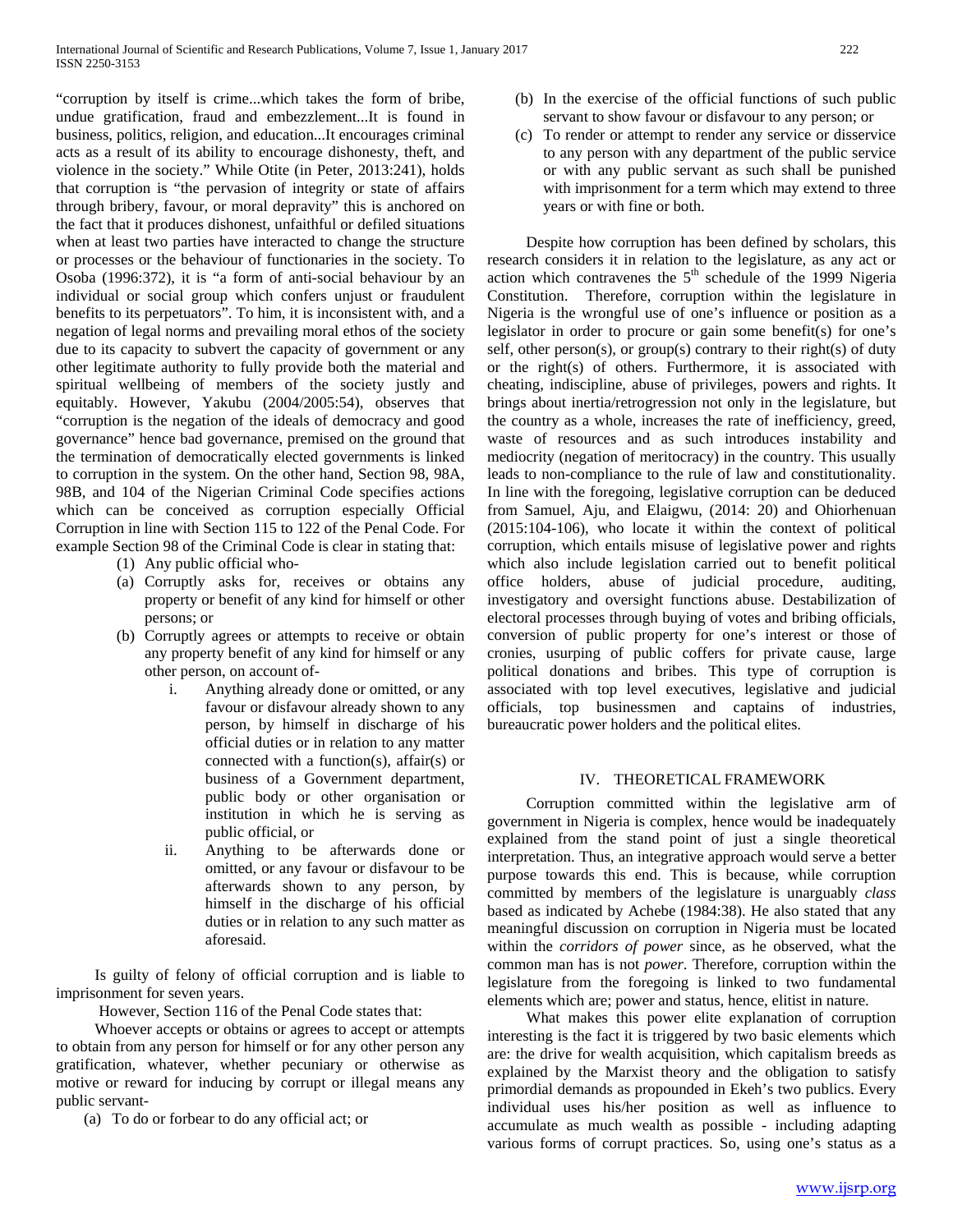"corruption by itself is crime...which takes the form of bribe, undue gratification, fraud and embezzlement...It is found in business, politics, religion, and education...It encourages criminal acts as a result of its ability to encourage dishonesty, theft, and violence in the society." While Otite (in Peter, 2013:241), holds that corruption is "the pervasion of integrity or state of affairs through bribery, favour, or moral depravity" this is anchored on the fact that it produces dishonest, unfaithful or defiled situations when at least two parties have interacted to change the structure or processes or the behaviour of functionaries in the society. To Osoba (1996:372), it is "a form of anti-social behaviour by an individual or social group which confers unjust or fraudulent benefits to its perpetuators". To him, it is inconsistent with, and a negation of legal norms and prevailing moral ethos of the society due to its capacity to subvert the capacity of government or any other legitimate authority to fully provide both the material and spiritual wellbeing of members of the society justly and equitably. However, Yakubu (2004/2005:54), observes that "corruption is the negation of the ideals of democracy and good governance" hence bad governance, premised on the ground that the termination of democratically elected governments is linked to corruption in the system. On the other hand, Section 98, 98A, 98B, and 104 of the Nigerian Criminal Code specifies actions which can be conceived as corruption especially Official Corruption in line with Section 115 to 122 of the Penal Code. For example Section 98 of the Criminal Code is clear in stating that:

(1) Any public official who-

(a) Corruptly asks for, receives or obtains any property or benefit of any kind for himself or other persons; or

(b) Corruptly agrees or attempts to receive or obtain any property benefit of any kind for himself or any other person, on account of-

  i. Anything already done or omitted, or any favour or disfavour already shown to any person, by himself in discharge of his official duties or in relation to any matter connected with a function(s), affair(s) or business of a Government department, public body or other organisation or institution in which he is serving as public official, or

  ii. Anything to be afterwards done or omitted, or any favour or disfavour to be afterwards shown to any person, by himself in the discharge of his official duties or in relation to any such matter as aforesaid.

Is guilty of felony of official corruption and is liable to imprisonment for seven years.

However, Section 116 of the Penal Code states that:

Whoever accepts or obtains or agrees to accept or attempts to obtain from any person for himself or for any other person any gratification, whatever, whether pecuniary or otherwise as motive or reward for inducing by corrupt or illegal means any public servant-

(a) To do or forbear to do any official act; or

(b) In the exercise of the official functions of such public servant to show favour or disfavour to any person; or

(c) To render or attempt to render any service or disservice to any person with any department of the public service or with any public servant as such shall be punished with imprisonment for a term which may extend to three years or with fine or both.

Despite how corruption has been defined by scholars, this research considers it in relation to the legislature, as any act or action which contravenes the 5th schedule of the 1999 Nigeria Constitution. Therefore, corruption within the legislature in Nigeria is the wrongful use of one's influence or position as a legislator in order to procure or gain some benefit(s) for one's self, other person(s), or group(s) contrary to their right(s) of duty or the right(s) of others. Furthermore, it is associated with cheating, indiscipline, abuse of privileges, powers and rights. It brings about inertia/retrogression not only in the legislature, but the country as a whole, increases the rate of inefficiency, greed, waste of resources and as such introduces instability and mediocrity (negation of meritocracy) in the country. This usually leads to non-compliance to the rule of law and constitutionality. In line with the foregoing, legislative corruption can be deduced from Samuel, Aju, and Elaigwu, (2014: 20) and Ohiorhenuan (2015:104-106), who locate it within the context of political corruption, which entails misuse of legislative power and rights which also include legislation carried out to benefit political office holders, abuse of judicial procedure, auditing, investigatory and oversight functions abuse. Destabilization of electoral processes through buying of votes and bribing officials, conversion of public property for one's interest or those of cronies, usurping of public coffers for private cause, large political donations and bribes. This type of corruption is associated with top level executives, legislative and judicial officials, top businessmen and captains of industries, bureaucratic power holders and the political elites.

## IV. THEORETICAL FRAMEWORK

Corruption committed within the legislative arm of government in Nigeria is complex, hence would be inadequately explained from the stand point of just a single theoretical interpretation. Thus, an integrative approach would serve a better purpose towards this end. This is because, while corruption committed by members of the legislature is unarguably *class* based as indicated by Achebe (1984:38). He also stated that any meaningful discussion on corruption in Nigeria must be located within the *corridors of power* since, as he observed, what the common man has is not *power*. Therefore, corruption within the legislature from the foregoing is linked to two fundamental elements which are; power and status, hence, elitist in nature.

What makes this power elite explanation of corruption interesting is the fact it is triggered by two basic elements which are: the drive for wealth acquisition, which capitalism breeds as explained by the Marxist theory and the obligation to satisfy primordial demands as propounded in Ekeh's two publics. Every individual uses his/her position as well as influence to accumulate as much wealth as possible - including adapting various forms of corrupt practices. So, using one's status as a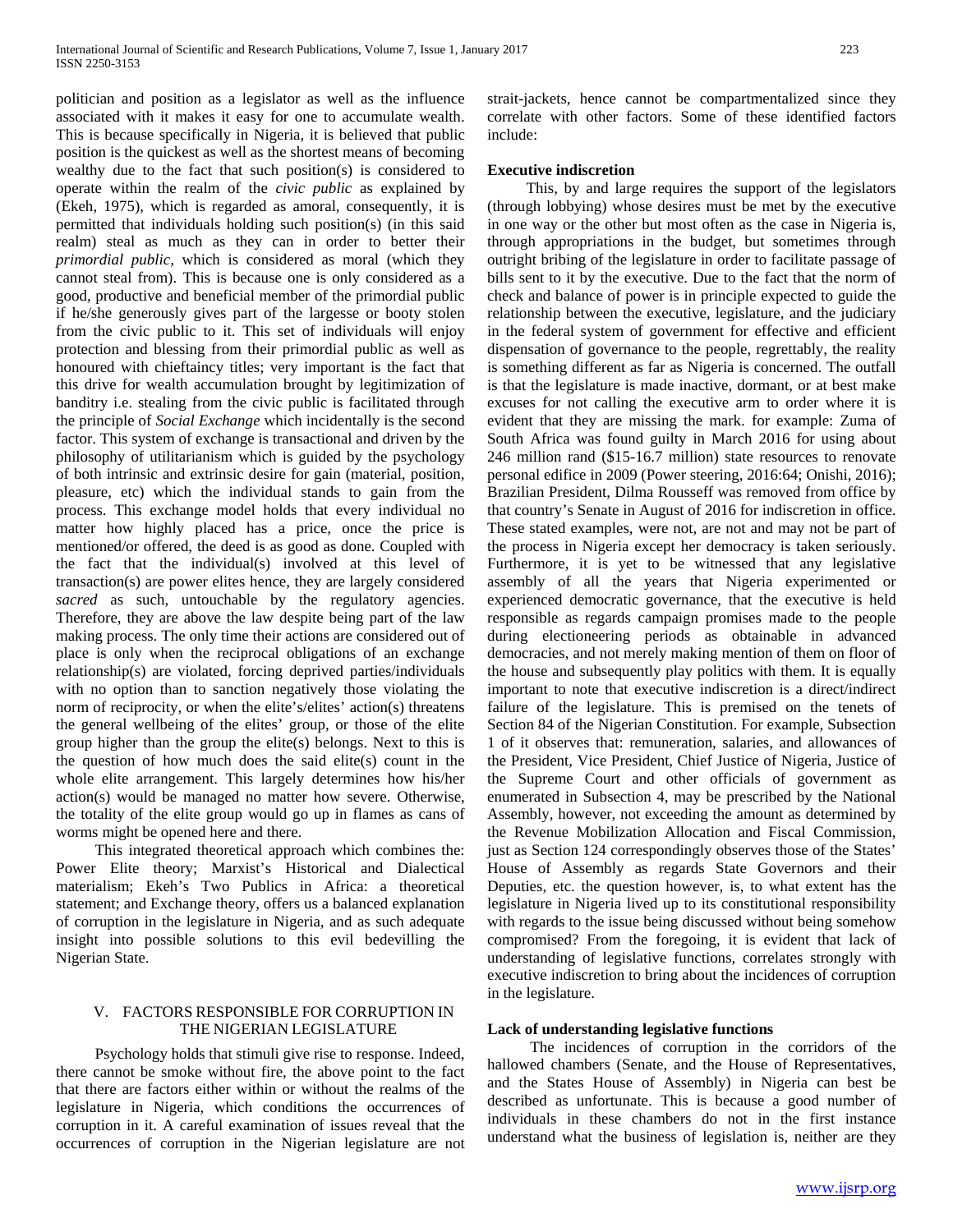politician and position as a legislator as well as the influence associated with it makes it easy for one to accumulate wealth. This is because specifically in Nigeria, it is believed that public position is the quickest as well as the shortest means of becoming wealthy due to the fact that such position(s) is considered to operate within the realm of the *civic public* as explained by (Ekeh, 1975), which is regarded as amoral, consequently, it is permitted that individuals holding such position(s) (in this said realm) steal as much as they can in order to better their *primordial public*, which is considered as moral (which they cannot steal from). This is because one is only considered as a good, productive and beneficial member of the primordial public if he/she generously gives part of the largesse or booty stolen from the civic public to it. This set of individuals will enjoy protection and blessing from their primordial public as well as honoured with chieftaincy titles; very important is the fact that this drive for wealth accumulation brought by legitimization of banditry i.e. stealing from the civic public is facilitated through the principle of *Social Exchange* which incidentally is the second factor. This system of exchange is transactional and driven by the philosophy of utilitarianism which is guided by the psychology of both intrinsic and extrinsic desire for gain (material, position, pleasure, etc) which the individual stands to gain from the process. This exchange model holds that every individual no matter how highly placed has a price, once the price is mentioned/or offered, the deed is as good as done. Coupled with the fact that the individual(s) involved at this level of transaction(s) are power elites hence, they are largely considered *sacred* as such, untouchable by the regulatory agencies. Therefore, they are above the law despite being part of the law making process. The only time their actions are considered out of place is only when the reciprocal obligations of an exchange relationship(s) are violated, forcing deprived parties/individuals with no option than to sanction negatively those violating the norm of reciprocity, or when the elite's/elites' action(s) threatens the general wellbeing of the elites' group, or those of the elite group higher than the group the elite(s) belongs. Next to this is the question of how much does the said elite(s) count in the whole elite arrangement. This largely determines how his/her action(s) would be managed no matter how severe. Otherwise, the totality of the elite group would go up in flames as cans of worms might be opened here and there.

This integrated theoretical approach which combines the: Power Elite theory; Marxist's Historical and Dialectical materialism; Ekeh's Two Publics in Africa: a theoretical statement; and Exchange theory, offers us a balanced explanation of corruption in the legislature in Nigeria, and as such adequate insight into possible solutions to this evil bedevilling the Nigerian State.

## V. FACTORS RESPONSIBLE FOR CORRUPTION IN THE NIGERIAN LEGISLATURE

Psychology holds that stimuli give rise to response. Indeed, there cannot be smoke without fire, the above point to the fact that there are factors either within or without the realms of the legislature in Nigeria, which conditions the occurrences of corruption in it. A careful examination of issues reveal that the occurrences of corruption in the Nigerian legislature are not strait-jackets, hence cannot be compartmentalized since they correlate with other factors. Some of these identified factors include:

**Executive indiscretion**

This, by and large requires the support of the legislators (through lobbying) whose desires must be met by the executive in one way or the other but most often as the case in Nigeria is, through appropriations in the budget, but sometimes through outright bribing of the legislature in order to facilitate passage of bills sent to it by the executive. Due to the fact that the norm of check and balance of power is in principle expected to guide the relationship between the executive, legislature, and the judiciary in the federal system of government for effective and efficient dispensation of governance to the people, regrettably, the reality is something different as far as Nigeria is concerned. The outfall is that the legislature is made inactive, dormant, or at best make excuses for not calling the executive arm to order where it is evident that they are missing the mark. for example: Zuma of South Africa was found guilty in March 2016 for using about 246 million rand ($15-16.7 million) state resources to renovate personal edifice in 2009 (Power steering, 2016:64; Onishi, 2016); Brazilian President, Dilma Rousseff was removed from office by that country's Senate in August of 2016 for indiscretion in office. These stated examples, were not, are not and may not be part of the process in Nigeria except her democracy is taken seriously. Furthermore, it is yet to be witnessed that any legislative assembly of all the years that Nigeria experimented or experienced democratic governance, that the executive is held responsible as regards campaign promises made to the people during electioneering periods as obtainable in advanced democracies, and not merely making mention of them on floor of the house and subsequently play politics with them. It is equally important to note that executive indiscretion is a direct/indirect failure of the legislature. This is premised on the tenets of Section 84 of the Nigerian Constitution. For example, Subsection 1 of it observes that: remuneration, salaries, and allowances of the President, Vice President, Chief Justice of Nigeria, Justice of the Supreme Court and other officials of government as enumerated in Subsection 4, may be prescribed by the National Assembly, however, not exceeding the amount as determined by the Revenue Mobilization Allocation and Fiscal Commission, just as Section 124 correspondingly observes those of the States' House of Assembly as regards State Governors and their Deputies, etc. the question however, is, to what extent has the legislature in Nigeria lived up to its constitutional responsibility with regards to the issue being discussed without being somehow compromised? From the foregoing, it is evident that lack of understanding of legislative functions, correlates strongly with executive indiscretion to bring about the incidences of corruption in the legislature.

**Lack of understanding legislative functions**

The incidences of corruption in the corridors of the hallowed chambers (Senate, and the House of Representatives, and the States House of Assembly) in Nigeria can best be described as unfortunate. This is because a good number of individuals in these chambers do not in the first instance understand what the business of legislation is, neither are they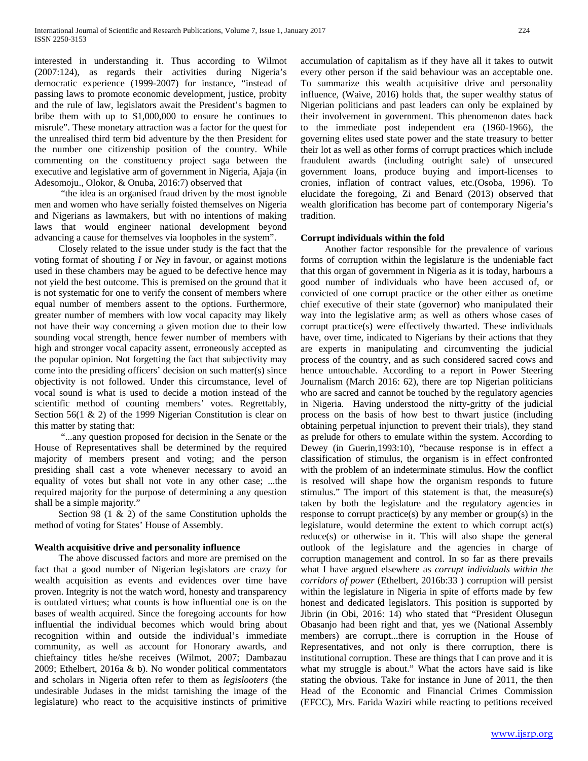interested in understanding it. Thus according to Wilmot (2007:124), as regards their activities during Nigeria's democratic experience (1999-2007) for instance, "instead of passing laws to promote economic development, justice, probity and the rule of law, legislators await the President's bagmen to bribe them with up to $1,000,000 to ensure he continues to misrule". These monetary attraction was a factor for the quest for the unrealised third term bid adventure by the then President for the number one citizenship position of the country. While commenting on the constituency project saga between the executive and legislative arm of government in Nigeria, Ajaja (in Adesomoju., Olokor, & Onuba, 2016:7) observed that

"the idea is an organised fraud driven by the most ignoble men and women who have serially foisted themselves on Nigeria and Nigerians as lawmakers, but with no intentions of making laws that would engineer national development beyond advancing a cause for themselves via loopholes in the system".

Closely related to the issue under study is the fact that the voting format of shouting *I* or *Ney* in favour, or against motions used in these chambers may be agued to be defective hence may not yield the best outcome. This is premised on the ground that it is not systematic for one to verify the consent of members where equal number of members assent to the options. Furthermore, greater number of members with low vocal capacity may likely not have their way concerning a given motion due to their low sounding vocal strength, hence fewer number of members with high and stronger vocal capacity assent, erroneously accepted as the popular opinion. Not forgetting the fact that subjectivity may come into the presiding officers' decision on such matter(s) since objectivity is not followed. Under this circumstance, level of vocal sound is what is used to decide a motion instead of the scientific method of counting members' votes. Regrettably, Section 56(1 & 2) of the 1999 Nigerian Constitution is clear on this matter by stating that:

"...any question proposed for decision in the Senate or the House of Representatives shall be determined by the required majority of members present and voting; and the person presiding shall cast a vote whenever necessary to avoid an equality of votes but shall not vote in any other case; ...the required majority for the purpose of determining a any question shall be a simple majority."

Section 98 (1 & 2) of the same Constitution upholds the method of voting for States' House of Assembly.

**Wealth acquisitive drive and personality influence**

The above discussed factors and more are premised on the fact that a good number of Nigerian legislators are crazy for wealth acquisition as events and evidences over time have proven. Integrity is not the watch word, honesty and transparency is outdated virtues; what counts is how influential one is on the bases of wealth acquired. Since the foregoing accounts for how influential the individual becomes which would bring about recognition within and outside the individual's immediate community, as well as account for Honorary awards, and chieftaincy titles he/she receives (Wilmot, 2007; Dambazau 2009; Ethelbert, 2016a & b). No wonder political commentators and scholars in Nigeria often refer to them as *legislooters* (the undesirable Judases in the midst tarnishing the image of the legislature) who react to the acquisitive instincts of primitive accumulation of capitalism as if they have all it takes to outwit every other person if the said behaviour was an acceptable one. To summarize this wealth acquisitive drive and personality influence, (Waive, 2016) holds that, the super wealthy status of Nigerian politicians and past leaders can only be explained by their involvement in government. This phenomenon dates back to the immediate post independent era (1960-1966), the governing elites used state power and the state treasury to better their lot as well as other forms of corrupt practices which include fraudulent awards (including outright sale) of unsecured government loans, produce buying and import-licenses to cronies, inflation of contract values, etc.(Osoba, 1996). To elucidate the foregoing, Zi and Benard (2013) observed that wealth glorification has become part of contemporary Nigeria's tradition.

**Corrupt individuals within the fold**

Another factor responsible for the prevalence of various forms of corruption within the legislature is the undeniable fact that this organ of government in Nigeria as it is today, harbours a good number of individuals who have been accused of, or convicted of one corrupt practice or the other either as onetime chief executive of their state (governor) who manipulated their way into the legislative arm; as well as others whose cases of corrupt practice(s) were effectively thwarted. These individuals have, over time, indicated to Nigerians by their actions that they are experts in manipulating and circumventing the judicial process of the country, and as such considered sacred cows and hence untouchable. According to a report in Power Steering Journalism (March 2016: 62), there are top Nigerian politicians who are sacred and cannot be touched by the regulatory agencies in Nigeria. Having understood the nitty-gritty of the judicial process on the basis of how best to thwart justice (including obtaining perpetual injunction to prevent their trials), they stand as prelude for others to emulate within the system. According to Dewey (in Guerin,1993:10), "because response is in effect a classification of stimulus, the organism is in effect confronted with the problem of an indeterminate stimulus. How the conflict is resolved will shape how the organism responds to future stimulus." The import of this statement is that, the measure(s) taken by both the legislature and the regulatory agencies in response to corrupt practice(s) by any member or group(s) in the legislature, would determine the extent to which corrupt act(s) reduce(s) or otherwise in it. This will also shape the general outlook of the legislature and the agencies in charge of corruption management and control. In so far as there prevails what I have argued elsewhere as *corrupt individuals within the corridors of power* (Ethelbert, 2016b:33 ) corruption will persist within the legislature in Nigeria in spite of efforts made by few honest and dedicated legislators. This position is supported by Jibrin (in Obi, 2016: 14) who stated that "President Olusegun Obasanjo had been right and that, yes we (National Assembly members) are corrupt...there is corruption in the House of Representatives, and not only is there corruption, there is institutional corruption. These are things that I can prove and it is what my struggle is about." What the actors have said is like stating the obvious. Take for instance in June of 2011, the then Head of the Economic and Financial Crimes Commission (EFCC), Mrs. Farida Waziri while reacting to petitions received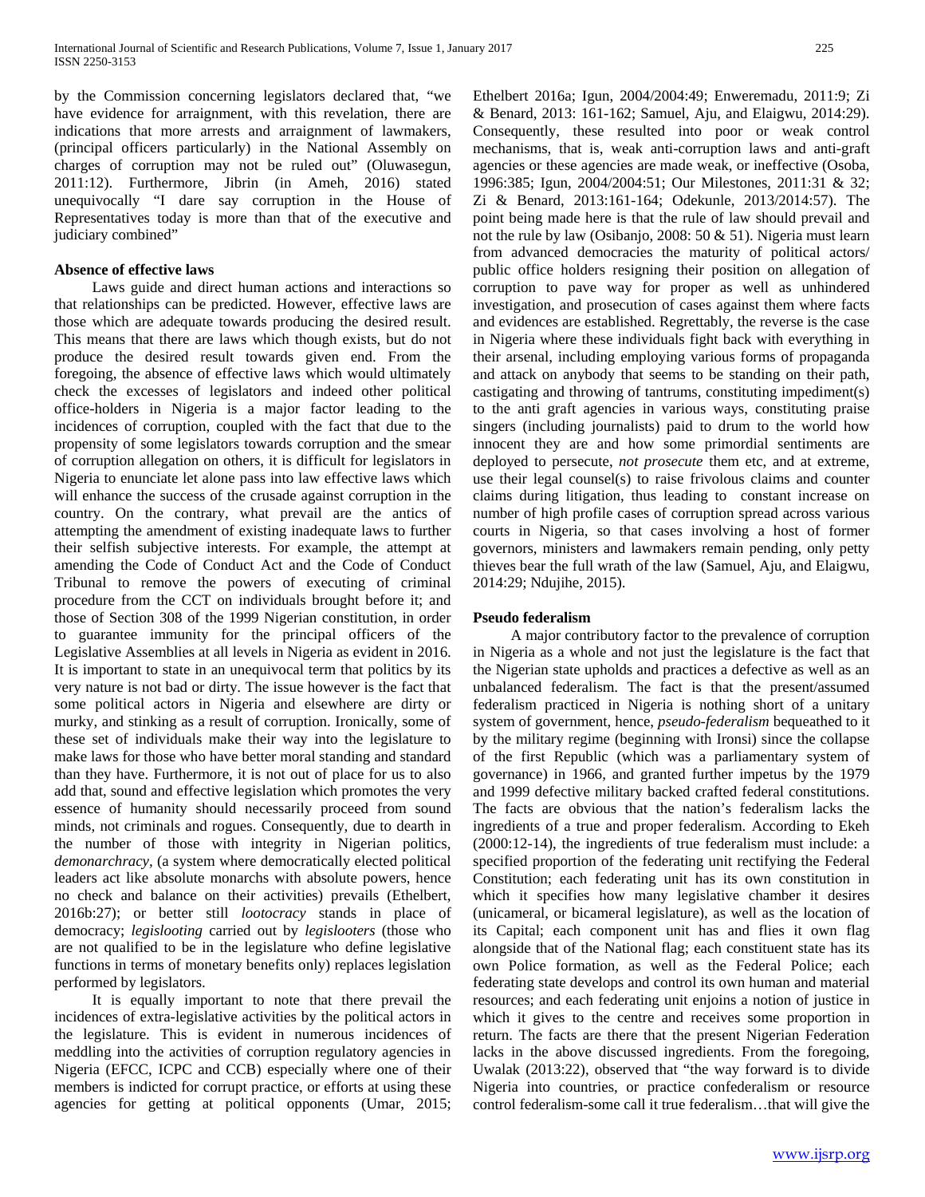by the Commission concerning legislators declared that, "we have evidence for arraignment, with this revelation, there are indications that more arrests and arraignment of lawmakers, (principal officers particularly) in the National Assembly on charges of corruption may not be ruled out" (Oluwasegun, 2011:12). Furthermore, Jibrin (in Ameh, 2016) stated unequivocally "I dare say corruption in the House of Representatives today is more than that of the executive and judiciary combined"

**Absence of effective laws**

Laws guide and direct human actions and interactions so that relationships can be predicted. However, effective laws are those which are adequate towards producing the desired result. This means that there are laws which though exists, but do not produce the desired result towards given end. From the foregoing, the absence of effective laws which would ultimately check the excesses of legislators and indeed other political office-holders in Nigeria is a major factor leading to the incidences of corruption, coupled with the fact that due to the propensity of some legislators towards corruption and the smear of corruption allegation on others, it is difficult for legislators in Nigeria to enunciate let alone pass into law effective laws which will enhance the success of the crusade against corruption in the country. On the contrary, what prevail are the antics of attempting the amendment of existing inadequate laws to further their selfish subjective interests. For example, the attempt at amending the Code of Conduct Act and the Code of Conduct Tribunal to remove the powers of executing of criminal procedure from the CCT on individuals brought before it; and those of Section 308 of the 1999 Nigerian constitution, in order to guarantee immunity for the principal officers of the Legislative Assemblies at all levels in Nigeria as evident in 2016. It is important to state in an unequivocal term that politics by its very nature is not bad or dirty. The issue however is the fact that some political actors in Nigeria and elsewhere are dirty or murky, and stinking as a result of corruption. Ironically, some of these set of individuals make their way into the legislature to make laws for those who have better moral standing and standard than they have. Furthermore, it is not out of place for us to also add that, sound and effective legislation which promotes the very essence of humanity should necessarily proceed from sound minds, not criminals and rogues. Consequently, due to dearth in the number of those with integrity in Nigerian politics, *demonarchracy*, (a system where democratically elected political leaders act like absolute monarchs with absolute powers, hence no check and balance on their activities) prevails (Ethelbert, 2016b:27); or better still *lootocracy* stands in place of democracy; *legislooting* carried out by *legislooters* (those who are not qualified to be in the legislature who define legislative functions in terms of monetary benefits only) replaces legislation performed by legislators.

It is equally important to note that there prevail the incidences of extra-legislative activities by the political actors in the legislature. This is evident in numerous incidences of meddling into the activities of corruption regulatory agencies in Nigeria (EFCC, ICPC and CCB) especially where one of their members is indicted for corrupt practice, or efforts at using these agencies for getting at political opponents (Umar, 2015; Ethelbert 2016a; Igun, 2004/2004:49; Enweremadu, 2011:9; Zi & Benard, 2013: 161-162; Samuel, Aju, and Elaigwu, 2014:29). Consequently, these resulted into poor or weak control mechanisms, that is, weak anti-corruption laws and anti-graft agencies or these agencies are made weak, or ineffective (Osoba, 1996:385; Igun, 2004/2004:51; Our Milestones, 2011:31 & 32; Zi & Benard, 2013:161-164; Odekunle, 2013/2014:57). The point being made here is that the rule of law should prevail and not the rule by law (Osibanjo, 2008: 50 & 51). Nigeria must learn from advanced democracies the maturity of political actors/ public office holders resigning their position on allegation of corruption to pave way for proper as well as unhindered investigation, and prosecution of cases against them where facts and evidences are established. Regrettably, the reverse is the case in Nigeria where these individuals fight back with everything in their arsenal, including employing various forms of propaganda and attack on anybody that seems to be standing on their path, castigating and throwing of tantrums, constituting impediment(s) to the anti graft agencies in various ways, constituting praise singers (including journalists) paid to drum to the world how innocent they are and how some primordial sentiments are deployed to persecute, *not prosecute* them etc, and at extreme, use their legal counsel(s) to raise frivolous claims and counter claims during litigation, thus leading to constant increase on number of high profile cases of corruption spread across various courts in Nigeria, so that cases involving a host of former governors, ministers and lawmakers remain pending, only petty thieves bear the full wrath of the law (Samuel, Aju, and Elaigwu, 2014:29; Ndujihe, 2015).

**Pseudo federalism**

A major contributory factor to the prevalence of corruption in Nigeria as a whole and not just the legislature is the fact that the Nigerian state upholds and practices a defective as well as an unbalanced federalism. The fact is that the present/assumed federalism practiced in Nigeria is nothing short of a unitary system of government, hence, *pseudo-federalism* bequeathed to it by the military regime (beginning with Ironsi) since the collapse of the first Republic (which was a parliamentary system of governance) in 1966, and granted further impetus by the 1979 and 1999 defective military backed crafted federal constitutions. The facts are obvious that the nation's federalism lacks the ingredients of a true and proper federalism. According to Ekeh (2000:12-14), the ingredients of true federalism must include: a specified proportion of the federating unit rectifying the Federal Constitution; each federating unit has its own constitution in which it specifies how many legislative chamber it desires (unicameral, or bicameral legislature), as well as the location of its Capital; each component unit has and flies it own flag alongside that of the National flag; each constituent state has its own Police formation, as well as the Federal Police; each federating state develops and control its own human and material resources; and each federating unit enjoins a notion of justice in which it gives to the centre and receives some proportion in return. The facts are there that the present Nigerian Federation lacks in the above discussed ingredients. From the foregoing, Uwalak (2013:22), observed that "the way forward is to divide Nigeria into countries, or practice confederalism or resource control federalism-some call it true federalism…that will give the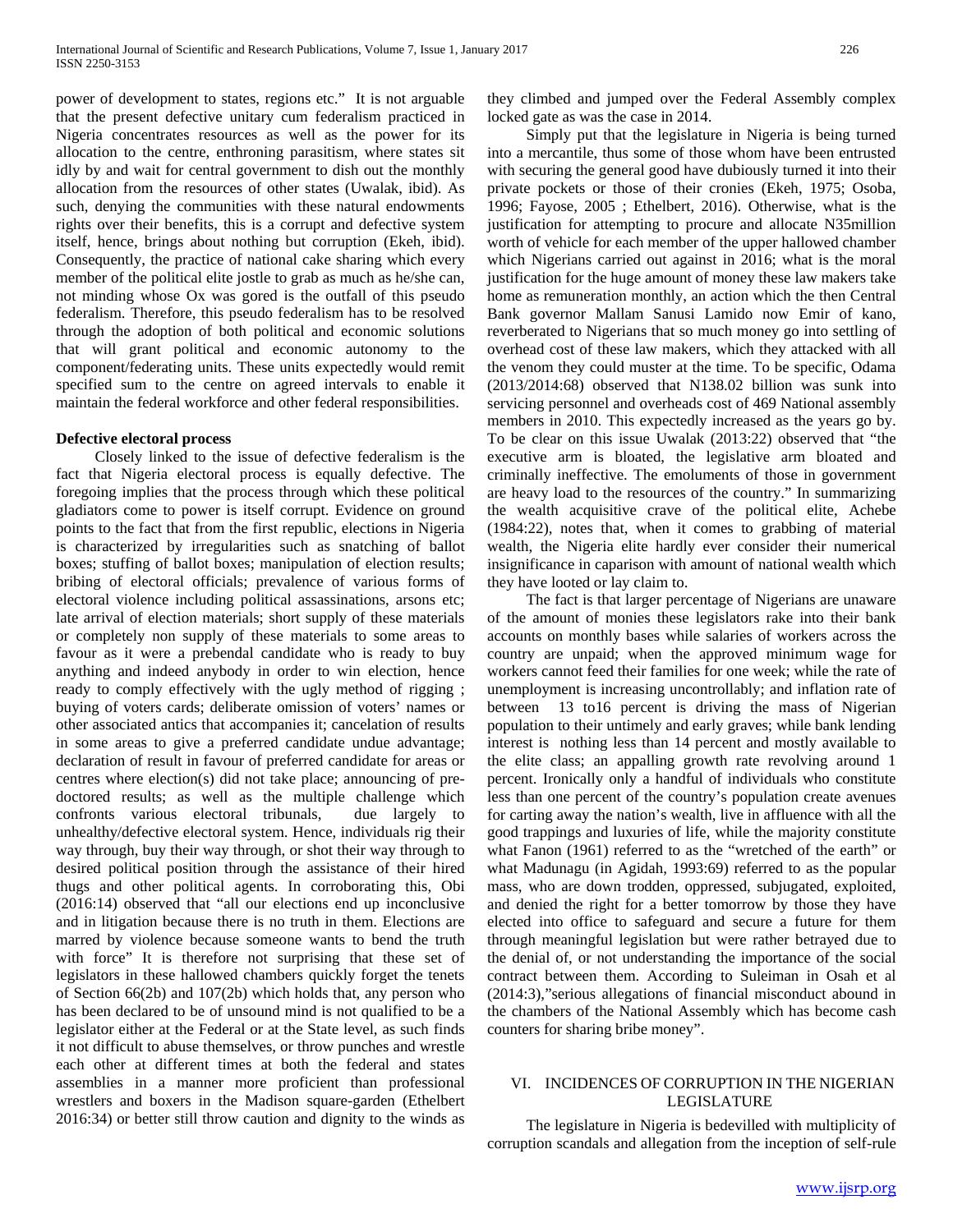power of development to states, regions etc." It is not arguable that the present defective unitary cum federalism practiced in Nigeria concentrates resources as well as the power for its allocation to the centre, enthroning parasitism, where states sit idly by and wait for central government to dish out the monthly allocation from the resources of other states (Uwalak, ibid). As such, denying the communities with these natural endowments rights over their benefits, this is a corrupt and defective system itself, hence, brings about nothing but corruption (Ekeh, ibid). Consequently, the practice of national cake sharing which every member of the political elite jostle to grab as much as he/she can, not minding whose Ox was gored is the outfall of this pseudo federalism. Therefore, this pseudo federalism has to be resolved through the adoption of both political and economic solutions that will grant political and economic autonomy to the component/federating units. These units expectedly would remit specified sum to the centre on agreed intervals to enable it maintain the federal workforce and other federal responsibilities.

**Defective electoral process**

Closely linked to the issue of defective federalism is the fact that Nigeria electoral process is equally defective. The foregoing implies that the process through which these political gladiators come to power is itself corrupt. Evidence on ground points to the fact that from the first republic, elections in Nigeria is characterized by irregularities such as snatching of ballot boxes; stuffing of ballot boxes; manipulation of election results; bribing of electoral officials; prevalence of various forms of electoral violence including political assassinations, arsons etc; late arrival of election materials; short supply of these materials or completely non supply of these materials to some areas to favour as it were a prebendal candidate who is ready to buy anything and indeed anybody in order to win election, hence ready to comply effectively with the ugly method of rigging ; buying of voters cards; deliberate omission of voters' names or other associated antics that accompanies it; cancelation of results in some areas to give a preferred candidate undue advantage; declaration of result in favour of preferred candidate for areas or centres where election(s) did not take place; announcing of pre-doctored results; as well as the multiple challenge which confronts various electoral tribunals, due largely to unhealthy/defective electoral system. Hence, individuals rig their way through, buy their way through, or shot their way through to desired political position through the assistance of their hired thugs and other political agents. In corroborating this, Obi (2016:14) observed that "all our elections end up inconclusive and in litigation because there is no truth in them. Elections are marred by violence because someone wants to bend the truth with force" It is therefore not surprising that these set of legislators in these hallowed chambers quickly forget the tenets of Section 66(2b) and 107(2b) which holds that, any person who has been declared to be of unsound mind is not qualified to be a legislator either at the Federal or at the State level, as such finds it not difficult to abuse themselves, or throw punches and wrestle each other at different times at both the federal and states assemblies in a manner more proficient than professional wrestlers and boxers in the Madison square-garden (Ethelbert 2016:34) or better still throw caution and dignity to the winds as they climbed and jumped over the Federal Assembly complex locked gate as was the case in 2014.

Simply put that the legislature in Nigeria is being turned into a mercantile, thus some of those whom have been entrusted with securing the general good have dubiously turned it into their private pockets or those of their cronies (Ekeh, 1975; Osoba, 1996; Fayose, 2005 ; Ethelbert, 2016). Otherwise, what is the justification for attempting to procure and allocate N35million worth of vehicle for each member of the upper hallowed chamber which Nigerians carried out against in 2016; what is the moral justification for the huge amount of money these law makers take home as remuneration monthly, an action which the then Central Bank governor Mallam Sanusi Lamido now Emir of kano, reverberated to Nigerians that so much money go into settling of overhead cost of these law makers, which they attacked with all the venom they could muster at the time. To be specific, Odama (2013/2014:68) observed that N138.02 billion was sunk into servicing personnel and overheads cost of 469 National assembly members in 2010. This expectedly increased as the years go by. To be clear on this issue Uwalak (2013:22) observed that "the executive arm is bloated, the legislative arm bloated and criminally ineffective. The emoluments of those in government are heavy load to the resources of the country." In summarizing the wealth acquisitive crave of the political elite, Achebe (1984:22), notes that, when it comes to grabbing of material wealth, the Nigeria elite hardly ever consider their numerical insignificance in caparison with amount of national wealth which they have looted or lay claim to.

The fact is that larger percentage of Nigerians are unaware of the amount of monies these legislators rake into their bank accounts on monthly bases while salaries of workers across the country are unpaid; when the approved minimum wage for workers cannot feed their families for one week; while the rate of unemployment is increasing uncontrollably; and inflation rate of between 13 to16 percent is driving the mass of Nigerian population to their untimely and early graves; while bank lending interest is nothing less than 14 percent and mostly available to the elite class; an appalling growth rate revolving around 1 percent. Ironically only a handful of individuals who constitute less than one percent of the country's population create avenues for carting away the nation's wealth, live in affluence with all the good trappings and luxuries of life, while the majority constitute what Fanon (1961) referred to as the "wretched of the earth" or what Madunagu (in Agidah, 1993:69) referred to as the popular mass, who are down trodden, oppressed, subjugated, exploited, and denied the right for a better tomorrow by those they have elected into office to safeguard and secure a future for them through meaningful legislation but were rather betrayed due to the denial of, or not understanding the importance of the social contract between them. According to Suleiman in Osah et al (2014:3),"serious allegations of financial misconduct abound in the chambers of the National Assembly which has become cash counters for sharing bribe money".

## VI. INCIDENCES OF CORRUPTION IN THE NIGERIAN LEGISLATURE

The legislature in Nigeria is bedevilled with multiplicity of corruption scandals and allegation from the inception of self-rule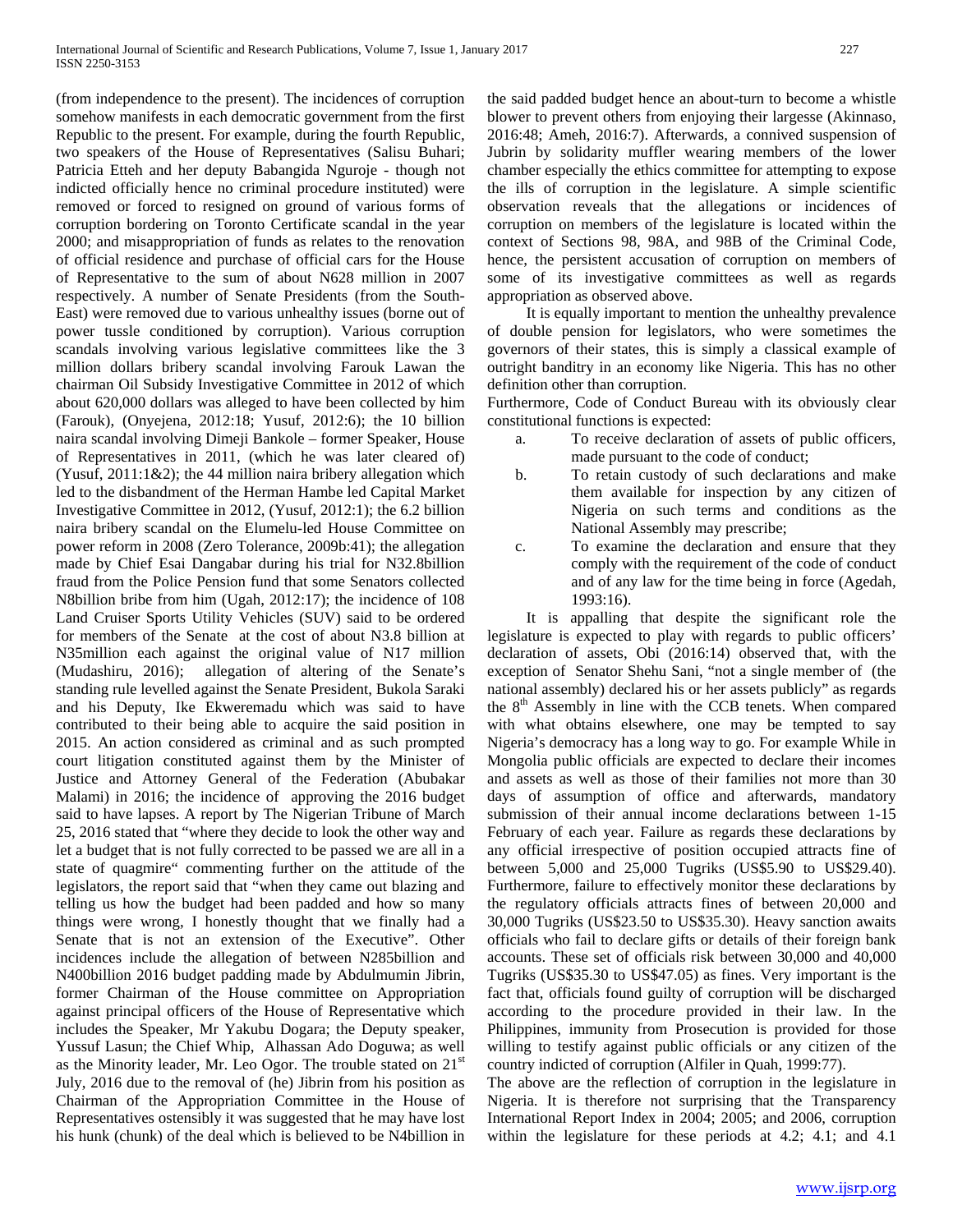(from independence to the present). The incidences of corruption somehow manifests in each democratic government from the first Republic to the present. For example, during the fourth Republic, two speakers of the House of Representatives (Salisu Buhari; Patricia Etteh and her deputy Babangida Nguroje - though not indicted officially hence no criminal procedure instituted) were removed or forced to resigned on ground of various forms of corruption bordering on Toronto Certificate scandal in the year 2000; and misappropriation of funds as relates to the renovation of official residence and purchase of official cars for the House of Representative to the sum of about N628 million in 2007 respectively. A number of Senate Presidents (from the South-East) were removed due to various unhealthy issues (borne out of power tussle conditioned by corruption). Various corruption scandals involving various legislative committees like the 3 million dollars bribery scandal involving Farouk Lawan the chairman Oil Subsidy Investigative Committee in 2012 of which about 620,000 dollars was alleged to have been collected by him (Farouk), (Onyejena, 2012:18; Yusuf, 2012:6); the 10 billion naira scandal involving Dimeji Bankole – former Speaker, House of Representatives in 2011, (which he was later cleared of) (Yusuf, 2011:1&2); the 44 million naira bribery allegation which led to the disbandment of the Herman Hambe led Capital Market Investigative Committee in 2012, (Yusuf, 2012:1); the 6.2 billion naira bribery scandal on the Elumelu-led House Committee on power reform in 2008 (Zero Tolerance, 2009b:41); the allegation made by Chief Esai Dangabar during his trial for N32.8billion fraud from the Police Pension fund that some Senators collected N8billion bribe from him (Ugah, 2012:17); the incidence of 108 Land Cruiser Sports Utility Vehicles (SUV) said to be ordered for members of the Senate at the cost of about N3.8 billion at N35million each against the original value of N17 million (Mudashiru, 2016); allegation of altering of the Senate's standing rule levelled against the Senate President, Bukola Saraki and his Deputy, Ike Ekweremadu which was said to have contributed to their being able to acquire the said position in 2015. An action considered as criminal and as such prompted court litigation constituted against them by the Minister of Justice and Attorney General of the Federation (Abubakar Malami) in 2016; the incidence of approving the 2016 budget said to have lapses. A report by The Nigerian Tribune of March 25, 2016 stated that "where they decide to look the other way and let a budget that is not fully corrected to be passed we are all in a state of quagmire" commenting further on the attitude of the legislators, the report said that "when they came out blazing and telling us how the budget had been padded and how so many things were wrong, I honestly thought that we finally had a Senate that is not an extension of the Executive". Other incidences include the allegation of between N285billion and N400billion 2016 budget padding made by Abdulmumin Jibrin, former Chairman of the House committee on Appropriation against principal officers of the House of Representative which includes the Speaker, Mr Yakubu Dogara; the Deputy speaker, Yussuf Lasun; the Chief Whip, Alhassan Ado Doguwa; as well as the Minority leader, Mr. Leo Ogor. The trouble stated on 21st July, 2016 due to the removal of (he) Jibrin from his position as Chairman of the Appropriation Committee in the House of Representatives ostensibly it was suggested that he may have lost his hunk (chunk) of the deal which is believed to be N4billion in the said padded budget hence an about-turn to become a whistle blower to prevent others from enjoying their largesse (Akinnaso, 2016:48; Ameh, 2016:7). Afterwards, a connived suspension of Jubrin by solidarity muffler wearing members of the lower chamber especially the ethics committee for attempting to expose the ills of corruption in the legislature. A simple scientific observation reveals that the allegations or incidences of corruption on members of the legislature is located within the context of Sections 98, 98A, and 98B of the Criminal Code, hence, the persistent accusation of corruption on members of some of its investigative committees as well as regards appropriation as observed above.

It is equally important to mention the unhealthy prevalence of double pension for legislators, who were sometimes the governors of their states, this is simply a classical example of outright banditry in an economy like Nigeria. This has no other definition other than corruption.

Furthermore, Code of Conduct Bureau with its obviously clear constitutional functions is expected:

a. To receive declaration of assets of public officers, made pursuant to the code of conduct;
b. To retain custody of such declarations and make them available for inspection by any citizen of Nigeria on such terms and conditions as the National Assembly may prescribe;
c. To examine the declaration and ensure that they comply with the requirement of the code of conduct and of any law for the time being in force (Agedah, 1993:16).

It is appalling that despite the significant role the legislature is expected to play with regards to public officers' declaration of assets, Obi (2016:14) observed that, with the exception of Senator Shehu Sani, "not a single member of (the national assembly) declared his or her assets publicly" as regards the 8th Assembly in line with the CCB tenets. When compared with what obtains elsewhere, one may be tempted to say Nigeria's democracy has a long way to go. For example While in Mongolia public officials are expected to declare their incomes and assets as well as those of their families not more than 30 days of assumption of office and afterwards, mandatory submission of their annual income declarations between 1-15 February of each year. Failure as regards these declarations by any official irrespective of position occupied attracts fine of between 5,000 and 25,000 Tugriks (US$5.90 to US$29.40). Furthermore, failure to effectively monitor these declarations by the regulatory officials attracts fines of between 20,000 and 30,000 Tugriks (US$23.50 to US$35.30). Heavy sanction awaits officials who fail to declare gifts or details of their foreign bank accounts. These set of officials risk between 30,000 and 40,000 Tugriks (US$35.30 to US$47.05) as fines. Very important is the fact that, officials found guilty of corruption will be discharged according to the procedure provided in their law. In the Philippines, immunity from Prosecution is provided for those willing to testify against public officials or any citizen of the country indicted of corruption (Alfiler in Quah, 1999:77).

The above are the reflection of corruption in the legislature in Nigeria. It is therefore not surprising that the Transparency International Report Index in 2004; 2005; and 2006, corruption within the legislature for these periods at 4.2; 4.1; and 4.1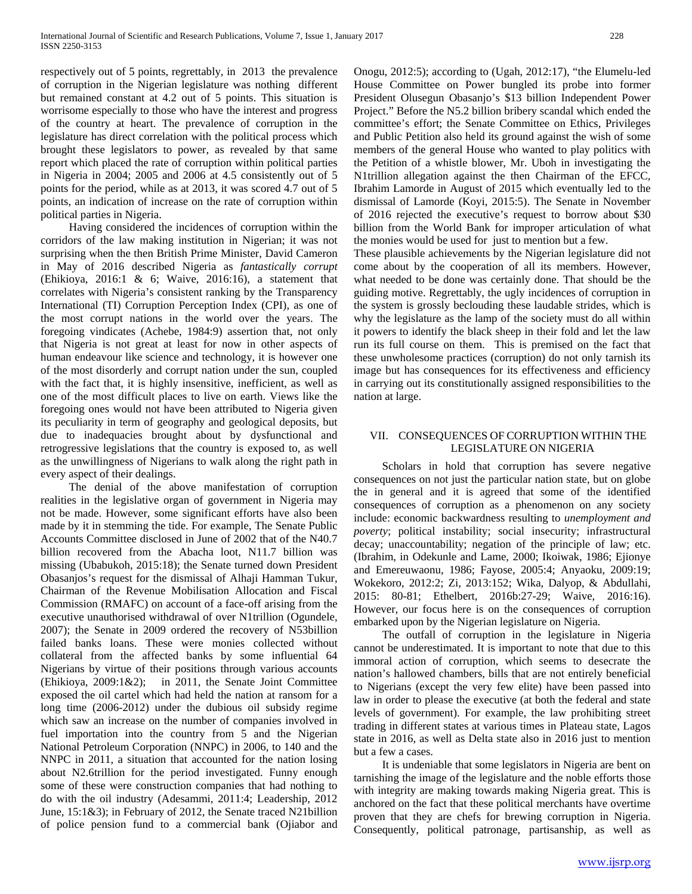respectively out of 5 points, regrettably, in 2013 the prevalence of corruption in the Nigerian legislature was nothing different but remained constant at 4.2 out of 5 points. This situation is worrisome especially to those who have the interest and progress of the country at heart. The prevalence of corruption in the legislature has direct correlation with the political process which brought these legislators to power, as revealed by that same report which placed the rate of corruption within political parties in Nigeria in 2004; 2005 and 2006 at 4.5 consistently out of 5 points for the period, while as at 2013, it was scored 4.7 out of 5 points, an indication of increase on the rate of corruption within political parties in Nigeria.

Having considered the incidences of corruption within the corridors of the law making institution in Nigerian; it was not surprising when the then British Prime Minister, David Cameron in May of 2016 described Nigeria as *fantastically corrupt* (Ehikioya, 2016:1 & 6; Waive, 2016:16), a statement that correlates with Nigeria's consistent ranking by the Transparency International (TI) Corruption Perception Index (CPI), as one of the most corrupt nations in the world over the years. The foregoing vindicates (Achebe, 1984:9) assertion that, not only that Nigeria is not great at least for now in other aspects of human endeavour like science and technology, it is however one of the most disorderly and corrupt nation under the sun, coupled with the fact that, it is highly insensitive, inefficient, as well as one of the most difficult places to live on earth. Views like the foregoing ones would not have been attributed to Nigeria given its peculiarity in term of geography and geological deposits, but due to inadequacies brought about by dysfunctional and retrogressive legislations that the country is exposed to, as well as the unwillingness of Nigerians to walk along the right path in every aspect of their dealings.

The denial of the above manifestation of corruption realities in the legislative organ of government in Nigeria may not be made. However, some significant efforts have also been made by it in stemming the tide. For example, The Senate Public Accounts Committee disclosed in June of 2002 that of the N40.7 billion recovered from the Abacha loot, N11.7 billion was missing (Ubabukoh, 2015:18); the Senate turned down President Obasanjos's request for the dismissal of Alhaji Hamman Tukur, Chairman of the Revenue Mobilisation Allocation and Fiscal Commission (RMAFC) on account of a face-off arising from the executive unauthorised withdrawal of over N1trillion (Ogundele, 2007); the Senate in 2009 ordered the recovery of N53billion failed banks loans. These were monies collected without collateral from the affected banks by some influential 64 Nigerians by virtue of their positions through various accounts (Ehikioya, 2009:1&2); in 2011, the Senate Joint Committee exposed the oil cartel which had held the nation at ransom for a long time (2006-2012) under the dubious oil subsidy regime which saw an increase on the number of companies involved in fuel importation into the country from 5 and the Nigerian National Petroleum Corporation (NNPC) in 2006, to 140 and the NNPC in 2011, a situation that accounted for the nation losing about N2.6trillion for the period investigated. Funny enough some of these were construction companies that had nothing to do with the oil industry (Adesammi, 2011:4; Leadership, 2012 June, 15:1&3); in February of 2012, the Senate traced N21billion of police pension fund to a commercial bank (Ojiabor and Onogu, 2012:5); according to (Ugah, 2012:17), "the Elumelu-led House Committee on Power bungled its probe into former President Olusegun Obasanjo's $13 billion Independent Power Project." Before the N5.2 billion bribery scandal which ended the committee's effort; the Senate Committee on Ethics, Privileges and Public Petition also held its ground against the wish of some members of the general House who wanted to play politics with the Petition of a whistle blower, Mr. Uboh in investigating the N1trillion allegation against the then Chairman of the EFCC, Ibrahim Lamorde in August of 2015 which eventually led to the dismissal of Lamorde (Koyi, 2015:5). The Senate in November of 2016 rejected the executive's request to borrow about $30 billion from the World Bank for improper articulation of what the monies would be used for just to mention but a few.

These plausible achievements by the Nigerian legislature did not come about by the cooperation of all its members. However, what needed to be done was certainly done. That should be the guiding motive. Regrettably, the ugly incidences of corruption in the system is grossly beclouding these laudable strides, which is why the legislature as the lamp of the society must do all within it powers to identify the black sheep in their fold and let the law run its full course on them. This is premised on the fact that these unwholesome practices (corruption) do not only tarnish its image but has consequences for its effectiveness and efficiency in carrying out its constitutionally assigned responsibilities to the nation at large.

## VII. CONSEQUENCES OF CORRUPTION WITHIN THE LEGISLATURE ON NIGERIA

Scholars in hold that corruption has severe negative consequences on not just the particular nation state, but on globe the in general and it is agreed that some of the identified consequences of corruption as a phenomenon on any society include: economic backwardness resulting to *unemployment and poverty*; political instability; social insecurity; infrastructural decay; unaccountability; negation of the principle of law; etc. (Ibrahim, in Odekunle and Lame, 2000; Ikoiwak, 1986; Ejionye and Emereuwaonu, 1986; Fayose, 2005:4; Anyaoku, 2009:19; Wokekoro, 2012:2; Zi, 2013:152; Wika, Dalyop, & Abdullahi, 2015: 80-81; Ethelbert, 2016b:27-29; Waive, 2016:16). However, our focus here is on the consequences of corruption embarked upon by the Nigerian legislature on Nigeria.

The outfall of corruption in the legislature in Nigeria cannot be underestimated. It is important to note that due to this immoral action of corruption, which seems to desecrate the nation's hallowed chambers, bills that are not entirely beneficial to Nigerians (except the very few elite) have been passed into law in order to please the executive (at both the federal and state levels of government). For example, the law prohibiting street trading in different states at various times in Plateau state, Lagos state in 2016, as well as Delta state also in 2016 just to mention but a few a cases.

It is undeniable that some legislators in Nigeria are bent on tarnishing the image of the legislature and the noble efforts those with integrity are making towards making Nigeria great. This is anchored on the fact that these political merchants have overtime proven that they are chefs for brewing corruption in Nigeria. Consequently, political patronage, partisanship, as well as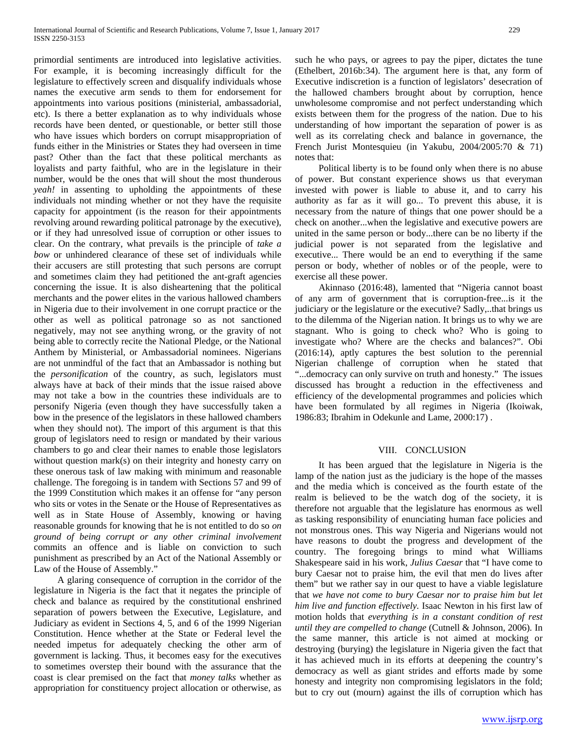primordial sentiments are introduced into legislative activities. For example, it is becoming increasingly difficult for the legislature to effectively screen and disqualify individuals whose names the executive arm sends to them for endorsement for appointments into various positions (ministerial, ambassadorial, etc). Is there a better explanation as to why individuals whose records have been dented, or questionable, or better still those who have issues which borders on corrupt misappropriation of funds either in the Ministries or States they had overseen in time past? Other than the fact that these political merchants as loyalists and party faithful, who are in the legislature in their number, would be the ones that will shout the most thunderous *yeah!* in assenting to upholding the appointments of these individuals not minding whether or not they have the requisite capacity for appointment (is the reason for their appointments revolving around rewarding political patronage by the executive), or if they had unresolved issue of corruption or other issues to clear. On the contrary, what prevails is the principle of *take a bow* or unhindered clearance of these set of individuals while their accusers are still protesting that such persons are corrupt and sometimes claim they had petitioned the ant-graft agencies concerning the issue. It is also disheartening that the political merchants and the power elites in the various hallowed chambers in Nigeria due to their involvement in one corrupt practice or the other as well as political patronage so as not sanctioned negatively, may not see anything wrong, or the gravity of not being able to correctly recite the National Pledge, or the National Anthem by Ministerial, or Ambassadorial nominees. Nigerians are not unmindful of the fact that an Ambassador is nothing but the *personification* of the country, as such, legislators must always have at back of their minds that the issue raised above may not take a bow in the countries these individuals are to personify Nigeria (even though they have successfully taken a bow in the presence of the legislators in these hallowed chambers when they should not). The import of this argument is that this group of legislators need to resign or mandated by their various chambers to go and clear their names to enable those legislators without question mark(s) on their integrity and honesty carry on these onerous task of law making with minimum and reasonable challenge. The foregoing is in tandem with Sections 57 and 99 of the 1999 Constitution which makes it an offense for "any person who sits or votes in the Senate or the House of Representatives as well as in State House of Assembly, knowing or having reasonable grounds for knowing that he is not entitled to do so *on ground of being corrupt or any other criminal involvement* commits an offence and is liable on conviction to such punishment as prescribed by an Act of the National Assembly or Law of the House of Assembly."

A glaring consequence of corruption in the corridor of the legislature in Nigeria is the fact that it negates the principle of check and balance as required by the constitutional enshrined separation of powers between the Executive, Legislature, and Judiciary as evident in Sections 4, 5, and 6 of the 1999 Nigerian Constitution. Hence whether at the State or Federal level the needed impetus for adequately checking the other arm of government is lacking. Thus, it becomes easy for the executives to sometimes overstep their bound with the assurance that the coast is clear premised on the fact that *money talks* whether as appropriation for constituency project allocation or otherwise, as such he who pays, or agrees to pay the piper, dictates the tune (Ethelbert, 2016b:34). The argument here is that, any form of Executive indiscretion is a function of legislators' desecration of the hallowed chambers brought about by corruption, hence unwholesome compromise and not perfect understanding which exists between them for the progress of the nation. Due to his understanding of how important the separation of power is as well as its correlating check and balance in governance, the French Jurist Montesquieu (in Yakubu, 2004/2005:70 & 71) notes that:

Political liberty is to be found only when there is no abuse of power. But constant experience shows us that everyman invested with power is liable to abuse it, and to carry his authority as far as it will go... To prevent this abuse, it is necessary from the nature of things that one power should be a check on another...when the legislative and executive powers are united in the same person or body...there can be no liberty if the judicial power is not separated from the legislative and executive... There would be an end to everything if the same person or body, whether of nobles or of the people, were to exercise all these power.

Akinnaso (2016:48), lamented that "Nigeria cannot boast of any arm of government that is corruption-free...is it the judiciary or the legislature or the executive? Sadly,..that brings us to the dilemma of the Nigerian nation. It brings us to why we are stagnant. Who is going to check who? Who is going to investigate who? Where are the checks and balances?". Obi (2016:14), aptly captures the best solution to the perennial Nigerian challenge of corruption when he stated that "...democracy can only survive on truth and honesty." The issues discussed has brought a reduction in the effectiveness and efficiency of the developmental programmes and policies which have been formulated by all regimes in Nigeria (Ikoiwak, 1986:83; Ibrahim in Odekunle and Lame, 2000:17) .

## VIII. CONCLUSION

It has been argued that the legislature in Nigeria is the lamp of the nation just as the judiciary is the hope of the masses and the media which is conceived as the fourth estate of the realm is believed to be the watch dog of the society, it is therefore not arguable that the legislature has enormous as well as tasking responsibility of enunciating human face policies and not monstrous ones. This way Nigeria and Nigerians would not have reasons to doubt the progress and development of the country. The foregoing brings to mind what Williams Shakespeare said in his work, *Julius Caesar* that "I have come to bury Caesar not to praise him, the evil that men do lives after them" but we rather say in our quest to have a viable legislature that *we have not come to bury Caesar nor to praise him but let him live and function effectively.* Isaac Newton in his first law of motion holds that *everything is in a constant condition of rest until they are compelled to change* (Cutnell & Johnson, 2006). In the same manner, this article is not aimed at mocking or destroying (burying) the legislature in Nigeria given the fact that it has achieved much in its efforts at deepening the country's democracy as well as giant strides and efforts made by some honesty and integrity non compromising legislators in the fold; but to cry out (mourn) against the ills of corruption which has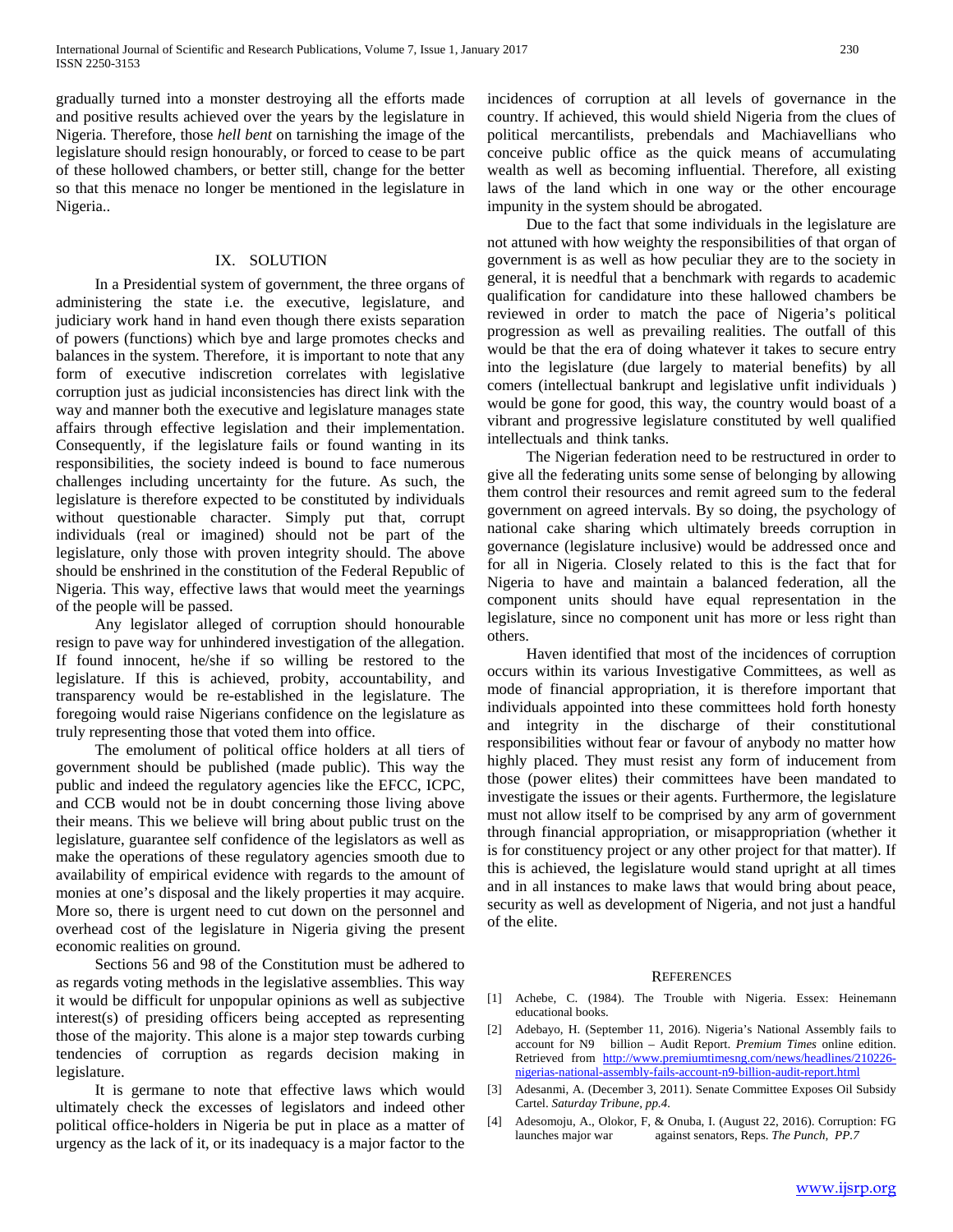gradually turned into a monster destroying all the efforts made and positive results achieved over the years by the legislature in Nigeria. Therefore, those *hell bent* on tarnishing the image of the legislature should resign honourably, or forced to cease to be part of these hollowed chambers, or better still, change for the better so that this menace no longer be mentioned in the legislature in Nigeria..

## IX. SOLUTION

In a Presidential system of government, the three organs of administering the state i.e. the executive, legislature, and judiciary work hand in hand even though there exists separation of powers (functions) which bye and large promotes checks and balances in the system. Therefore, it is important to note that any form of executive indiscretion correlates with legislative corruption just as judicial inconsistencies has direct link with the way and manner both the executive and legislature manages state affairs through effective legislation and their implementation. Consequently, if the legislature fails or found wanting in its responsibilities, the society indeed is bound to face numerous challenges including uncertainty for the future. As such, the legislature is therefore expected to be constituted by individuals without questionable character. Simply put that, corrupt individuals (real or imagined) should not be part of the legislature, only those with proven integrity should. The above should be enshrined in the constitution of the Federal Republic of Nigeria. This way, effective laws that would meet the yearnings of the people will be passed.

Any legislator alleged of corruption should honourable resign to pave way for unhindered investigation of the allegation. If found innocent, he/she if so willing be restored to the legislature. If this is achieved, probity, accountability, and transparency would be re-established in the legislature. The foregoing would raise Nigerians confidence on the legislature as truly representing those that voted them into office.

The emolument of political office holders at all tiers of government should be published (made public). This way the public and indeed the regulatory agencies like the EFCC, ICPC, and CCB would not be in doubt concerning those living above their means. This we believe will bring about public trust on the legislature, guarantee self confidence of the legislators as well as make the operations of these regulatory agencies smooth due to availability of empirical evidence with regards to the amount of monies at one's disposal and the likely properties it may acquire. More so, there is urgent need to cut down on the personnel and overhead cost of the legislature in Nigeria giving the present economic realities on ground.

Sections 56 and 98 of the Constitution must be adhered to as regards voting methods in the legislative assemblies. This way it would be difficult for unpopular opinions as well as subjective interest(s) of presiding officers being accepted as representing those of the majority. This alone is a major step towards curbing tendencies of corruption as regards decision making in legislature.

It is germane to note that effective laws which would ultimately check the excesses of legislators and indeed other political office-holders in Nigeria be put in place as a matter of urgency as the lack of it, or its inadequacy is a major factor to the incidences of corruption at all levels of governance in the country. If achieved, this would shield Nigeria from the clues of political mercantilists, prebendals and Machiavellians who conceive public office as the quick means of accumulating wealth as well as becoming influential. Therefore, all existing laws of the land which in one way or the other encourage impunity in the system should be abrogated.

Due to the fact that some individuals in the legislature are not attuned with how weighty the responsibilities of that organ of government is as well as how peculiar they are to the society in general, it is needful that a benchmark with regards to academic qualification for candidature into these hallowed chambers be reviewed in order to match the pace of Nigeria's political progression as well as prevailing realities. The outfall of this would be that the era of doing whatever it takes to secure entry into the legislature (due largely to material benefits) by all comers (intellectual bankrupt and legislative unfit individuals ) would be gone for good, this way, the country would boast of a vibrant and progressive legislature constituted by well qualified intellectuals and think tanks.

The Nigerian federation need to be restructured in order to give all the federating units some sense of belonging by allowing them control their resources and remit agreed sum to the federal government on agreed intervals. By so doing, the psychology of national cake sharing which ultimately breeds corruption in governance (legislature inclusive) would be addressed once and for all in Nigeria. Closely related to this is the fact that for Nigeria to have and maintain a balanced federation, all the component units should have equal representation in the legislature, since no component unit has more or less right than others.

Haven identified that most of the incidences of corruption occurs within its various Investigative Committees, as well as mode of financial appropriation, it is therefore important that individuals appointed into these committees hold forth honesty and integrity in the discharge of their constitutional responsibilities without fear or favour of anybody no matter how highly placed. They must resist any form of inducement from those (power elites) their committees have been mandated to investigate the issues or their agents. Furthermore, the legislature must not allow itself to be comprised by any arm of government through financial appropriation, or misappropriation (whether it is for constituency project or any other project for that matter). If this is achieved, the legislature would stand upright at all times and in all instances to make laws that would bring about peace, security as well as development of Nigeria, and not just a handful of the elite.

## REFERENCES

[1] Achebe, C. (1984). The Trouble with Nigeria. Essex: Heinemann educational books.

[2] Adebayo, H. (September 11, 2016). Nigeria's National Assembly fails to account for N9 billion – Audit Report. *Premium Times* online edition. Retrieved from http://www.premiumtimesng.com/news/headlines/210226-nigerias-national-assembly-fails-account-n9-billion-audit-report.html

[3] Adesanmi, A. (December 3, 2011). Senate Committee Exposes Oil Subsidy Cartel. *Saturday Tribune, pp.4.*

[4] Adesomoju, A., Olokor, F, & Onuba, I. (August 22, 2016). Corruption: FG launches major war against senators, Reps. *The Punch, PP.7*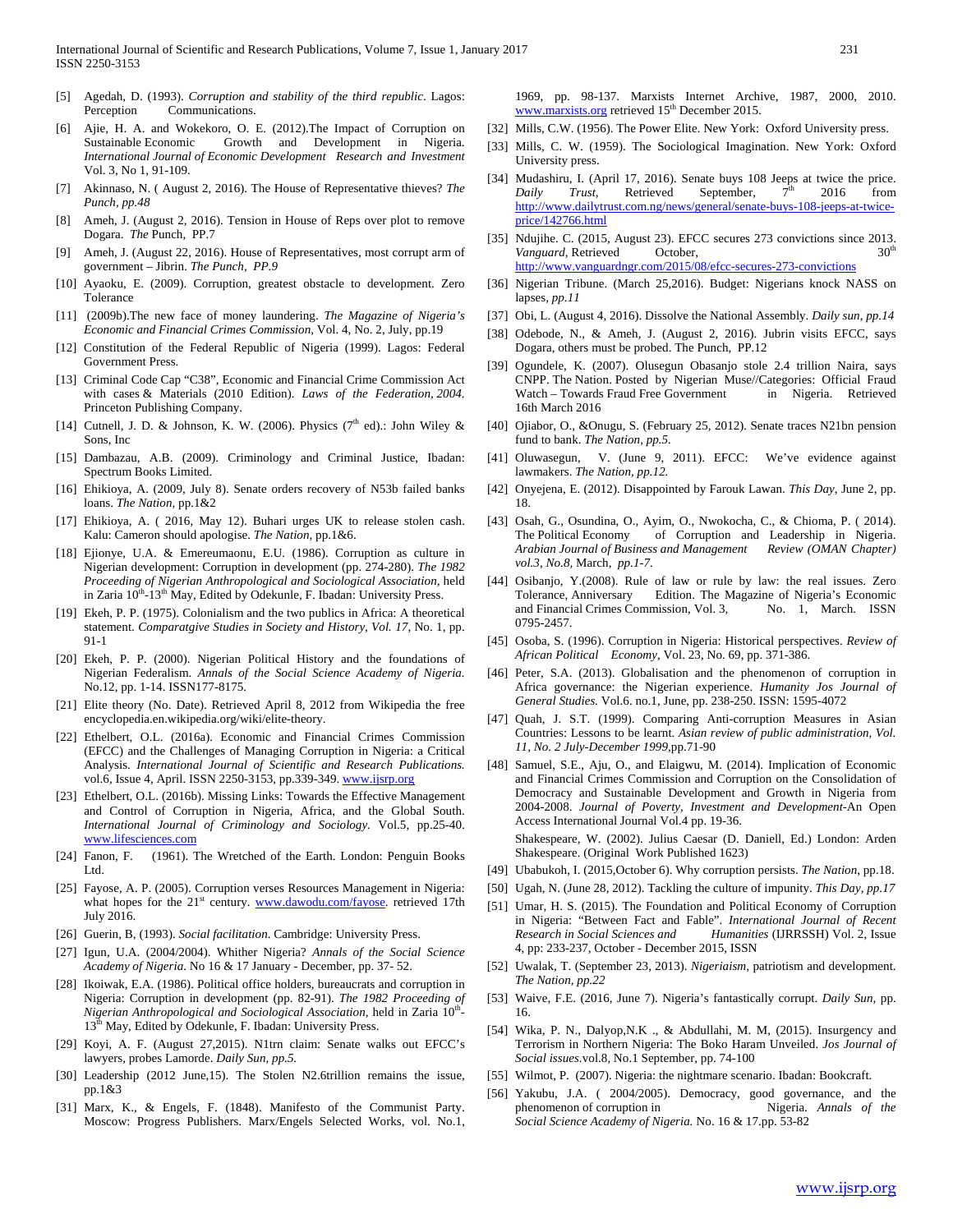[5] Agedah, D. (1993). *Corruption and stability of the third republic*. Lagos: Perception Communications.

[6] Ajie, H. A. and Wokekoro, O. E. (2012).The Impact of Corruption on Sustainable Economic Growth and Development in Nigeria. *International Journal of Economic Development Research and Investment* Vol. 3, No 1, 91-109.

[7] Akinnaso, N. ( August 2, 2016). The House of Representative thieves? *The Punch, pp.48*

[8] Ameh, J. (August 2, 2016). Tension in House of Reps over plot to remove Dogara. *The* Punch, PP.7

[9] Ameh, J. (August 22, 2016). House of Representatives, most corrupt arm of government – Jibrin. *The Punch, PP.9*

[10] Ayaoku, E. (2009). Corruption, greatest obstacle to development. Zero Tolerance

[11] (2009b).The new face of money laundering. *The Magazine of Nigeria's Economic and Financial Crimes Commission*, Vol. 4, No. 2, July, pp.19

[12] Constitution of the Federal Republic of Nigeria (1999). Lagos: Federal Government Press.

[13] Criminal Code Cap "C38", Economic and Financial Crime Commission Act with cases & Materials (2010 Edition). *Laws of the Federation, 2004*. Princeton Publishing Company.

[14] Cutnell, J. D. & Johnson, K. W. (2006). Physics (7th ed).: John Wiley & Sons, Inc

[15] Dambazau, A.B. (2009). Criminology and Criminal Justice, Ibadan: Spectrum Books Limited.

[16] Ehikioya, A. (2009, July 8). Senate orders recovery of N53b failed banks loans. *The Nation,* pp.1&2

[17] Ehikioya, A. ( 2016, May 12). Buhari urges UK to release stolen cash. Kalu: Cameron should apologise. *The Nation,* pp.1&6.

[18] Ejionye, U.A. & Emereumaonu, E.U. (1986). Corruption as culture in Nigerian development: Corruption in development (pp. 274-280). *The 1982 Proceeding of Nigerian Anthropological and Sociological Association,* held in Zaria 10th-13th May, Edited by Odekunle, F. Ibadan: University Press.

[19] Ekeh, P. P. (1975). Colonialism and the two publics in Africa: A theoretical statement. *Comparatgive Studies in Society and History, Vol. 17,* No. 1, pp. 91-1

[20] Ekeh, P. P. (2000). Nigerian Political History and the foundations of Nigerian Federalism. *Annals of the Social Science Academy of Nigeria.* No.12, pp. 1-14. ISSN177-8175.

[21] Elite theory (No. Date). Retrieved April 8, 2012 from Wikipedia the free encyclopedia.en.wikipedia.org/wiki/elite-theory.

[22] Ethelbert, O.L. (2016a). Economic and Financial Crimes Commission (EFCC) and the Challenges of Managing Corruption in Nigeria: a Critical Analysis. *International Journal of Scientific and Research Publications.* vol.6, Issue 4, April. ISSN 2250-3153, pp.339-349. www.ijsrp.org

[23] Ethelbert, O.L. (2016b). Missing Links: Towards the Effective Management and Control of Corruption in Nigeria, Africa, and the Global South. *International Journal of Criminology and Sociology.* Vol.5, pp.25-40. www.lifesciences.com

[24] Fanon, F. (1961). The Wretched of the Earth. London: Penguin Books Ltd.

[25] Fayose, A. P. (2005). Corruption verses Resources Management in Nigeria: what hopes for the 21st century. www.dawodu.com/fayose. retrieved 17th July 2016.

[26] Guerin, B, (1993). *Social facilitation*. Cambridge: University Press.

[27] Igun, U.A. (2004/2004). Whither Nigeria? *Annals of the Social Science Academy of Nigeria.* No 16 & 17 January - December, pp. 37- 52.

[28] Ikoiwak, E.A. (1986). Political office holders, bureaucrats and corruption in Nigeria: Corruption in development (pp. 82-91). *The 1982 Proceeding of Nigerian Anthropological and Sociological Association,* held in Zaria 10th-13th May, Edited by Odekunle, F. Ibadan: University Press.

[29] Koyi, A. F. (August 27,2015). N1trn claim: Senate walks out EFCC's lawyers, probes Lamorde. *Daily Sun, pp.5.*

[30] Leadership (2012 June,15). The Stolen N2.6trillion remains the issue, pp.1&3

[31] Marx, K., & Engels, F. (1848). Manifesto of the Communist Party. Moscow: Progress Publishers. Marx/Engels Selected Works, vol. No.1, 1969, pp. 98-137. Marxists Internet Archive, 1987, 2000, 2010. www.marxists.org retrieved 15th December 2015.

[32] Mills, C.W. (1956). The Power Elite. New York: Oxford University press.

[33] Mills, C. W. (1959). The Sociological Imagination. New York: Oxford University press.

[34] Mudashiru, I. (April 17, 2016). Senate buys 108 Jeeps at twice the price. *Daily Trust*, Retrieved September, 7th 2016 from http://www.dailytrust.com.ng/news/general/senate-buys-108-jeeps-at-twice-price/142766.html

[35] Ndujihe. C. (2015, August 23). EFCC secures 273 convictions since 2013. *Vanguard,* Retrieved October, 30th http://www.vanguardngr.com/2015/08/efcc-secures-273-convictions

[36] Nigerian Tribune. (March 25,2016). Budget: Nigerians knock NASS on lapses, *pp.11*

[37] Obi, L. (August 4, 2016). Dissolve the National Assembly. *Daily sun, pp.14*

[38] Odebode, N., & Ameh, J. (August 2, 2016). Jubrin visits EFCC, says Dogara, others must be probed. The Punch, PP.12

[39] Ogundele, K. (2007). Olusegun Obasanjo stole 2.4 trillion Naira, says CNPP. The Nation. Posted by Nigerian Muse//Categories: Official Fraud Watch – Towards Fraud Free Government in Nigeria. Retrieved 16th March 2016

[40] Ojiabor, O., &Onugu, S. (February 25, 2012). Senate traces N21bn pension fund to bank. *The Nation, pp.5.*

[41] Oluwasegun, V. (June 9, 2011). EFCC: We've evidence against lawmakers. *The Nation, pp.12.*

[42] Onyejena, E. (2012). Disappointed by Farouk Lawan. *This Day,* June 2, pp. 18.

[43] Osah, G., Osundina, O., Ayim, O., Nwokocha, C., & Chioma, P. ( 2014). The Political Economy of Corruption and Leadership in Nigeria. *Arabian Journal of Business and Management Review (OMAN Chapter) vol.3, No.8,* March, *pp.1-7.*

[44] Osibanjo, Y.(2008). Rule of law or rule by law: the real issues. Zero Tolerance, Anniversary Edition. The Magazine of Nigeria's Economic and Financial Crimes Commission, Vol. 3, No. 1, March. ISSN 0795-2457.

[45] Osoba, S. (1996). Corruption in Nigeria: Historical perspectives. *Review of African Political Economy*, Vol. 23, No. 69, pp. 371-386.

[46] Peter, S.A. (2013). Globalisation and the phenomenon of corruption in Africa governance: the Nigerian experience. *Humanity Jos Journal of General Studies.* Vol.6. no.1, June, pp. 238-250. ISSN: 1595-4072

[47] Quah, J. S.T. (1999). Comparing Anti-corruption Measures in Asian Countries: Lessons to be learnt. *Asian review of public administration, Vol. 11, No. 2 July-December 1999,*pp.71-90

[48] Samuel, S.E., Aju, O., and Elaigwu, M. (2014). Implication of Economic and Financial Crimes Commission and Corruption on the Consolidation of Democracy and Sustainable Development and Growth in Nigeria from 2004-2008. *Journal of Poverty, Investment and Development*-An Open Access International Journal Vol.4 pp. 19-36.

Shakespeare, W. (2002). Julius Caesar (D. Daniell, Ed.) London: Arden Shakespeare. (Original Work Published 1623)

[49] Ubabukoh, I. (2015,October 6). Why corruption persists. *The Nation*, pp.18.

[50] Ugah, N. (June 28, 2012). Tackling the culture of impunity. *This Day, pp.17*

[51] Umar, H. S. (2015). The Foundation and Political Economy of Corruption in Nigeria: "Between Fact and Fable". *International Journal of Recent Research in Social Sciences and Humanities* (IJRRSSH) Vol. 2, Issue 4, pp: 233-237, October - December 2015, ISSN

[52] Uwalak, T. (September 23, 2013). *Nigeriaism,* patriotism and development. *The Nation, pp.22*

[53] Waive, F.E. (2016, June 7). Nigeria's fantastically corrupt. *Daily Sun,* pp. 16.

[54] Wika, P. N., Dalyop,N.K ., & Abdullahi, M. M, (2015). Insurgency and Terrorism in Northern Nigeria: The Boko Haram Unveiled. *Jos Journal of Social issues.*vol.8, No.1 September, pp. 74-100

[55] Wilmot, P. (2007). Nigeria: the nightmare scenario. Ibadan: Bookcraft.

[56] Yakubu, J.A. ( 2004/2005). Democracy, good governance, and the phenomenon of corruption in Nigeria. *Annals of the Social Science Academy of Nigeria.* No. 16 & 17.pp. 53-82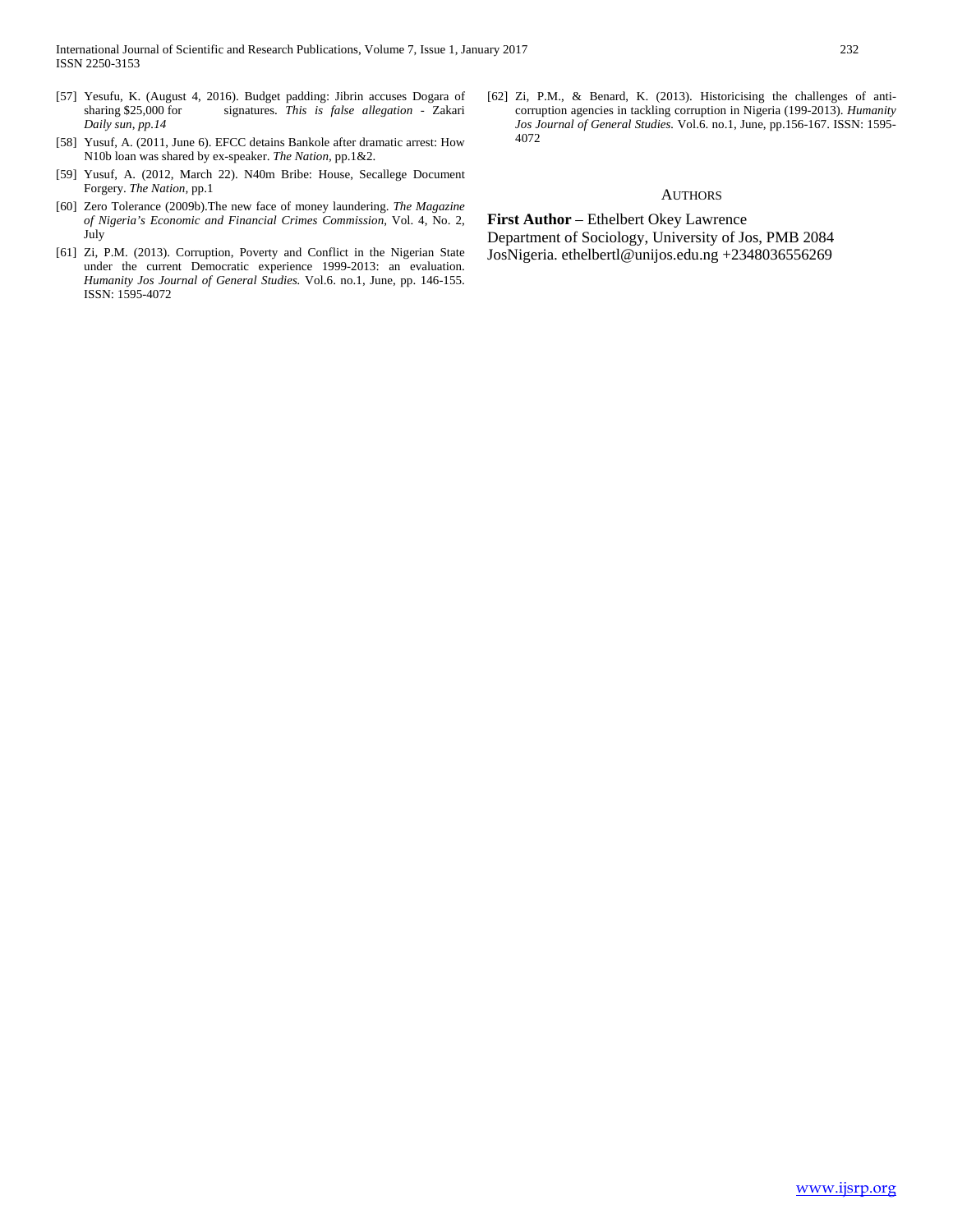[57] Yesufu, K. (August 4, 2016). Budget padding: Jibrin accuses Dogara of sharing $25,000 for signatures. *This is false allegation* - Zakari *Daily sun, pp.14*

[58] Yusuf, A. (2011, June 6). EFCC detains Bankole after dramatic arrest: How N10b loan was shared by ex-speaker. *The Nation*, pp.1&2.

[59] Yusuf, A. (2012, March 22). N40m Bribe: House, Secallege Document Forgery. *The Nation*, pp.1

[60] Zero Tolerance (2009b).The new face of money laundering. *The Magazine of Nigeria's Economic and Financial Crimes Commission*, Vol. 4, No. 2, July

[61] Zi, P.M. (2013). Corruption, Poverty and Conflict in the Nigerian State under the current Democratic experience 1999-2013: an evaluation. *Humanity Jos Journal of General Studies.* Vol.6. no.1, June, pp. 146-155. ISSN: 1595-4072

[62] Zi, P.M., & Benard, K. (2013). Historicising the challenges of anti-corruption agencies in tackling corruption in Nigeria (199-2013). *Humanity Jos Journal of General Studies.* Vol.6. no.1, June, pp.156-167. ISSN: 1595-4072

## AUTHORS

**First Author** – Ethelbert Okey Lawrence
Department of Sociology, University of Jos, PMB 2084 JosNigeria. ethelbertl@unijos.edu.ng +2348036556269